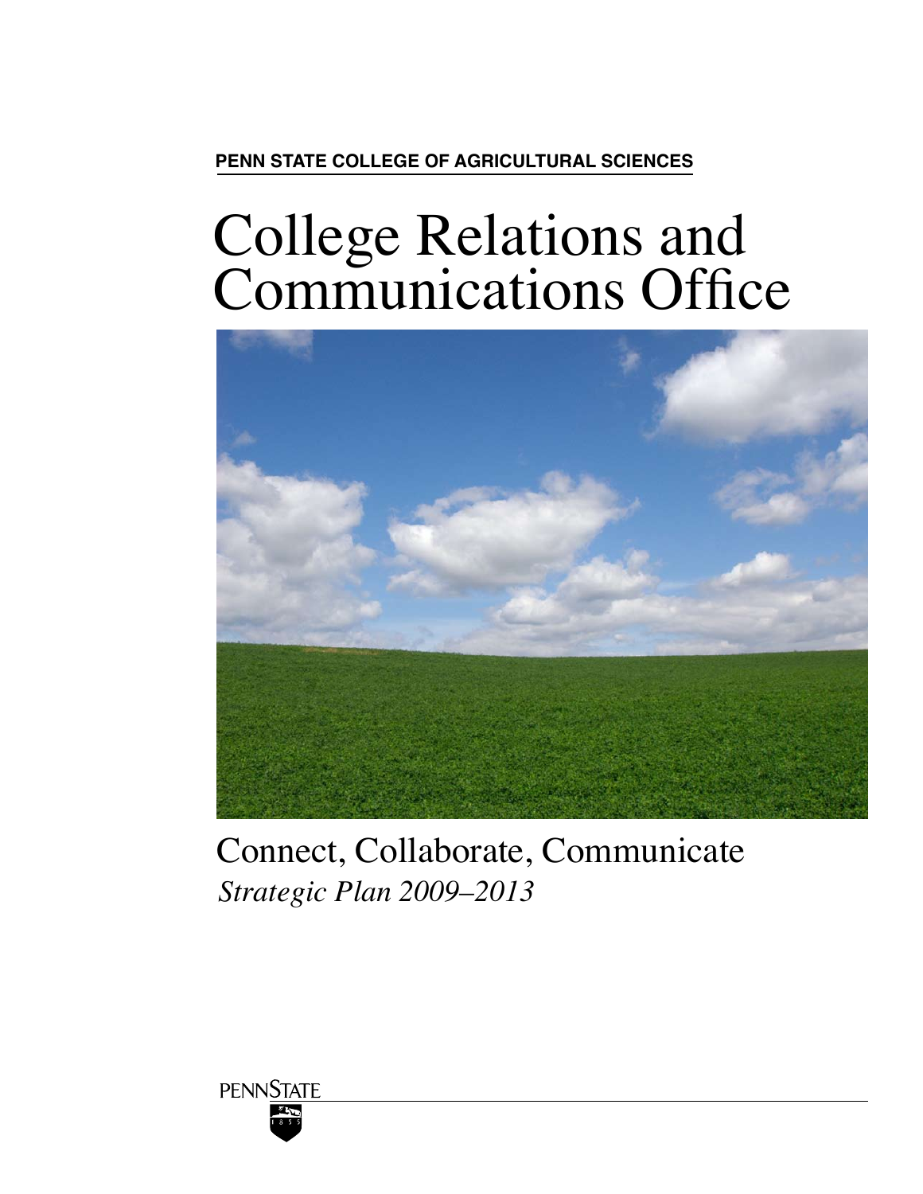**PENN STATE COLLEGE OF AGRICULTURAL SCIENCES**

# College Relations and Communications Office

Connect, Collaborate, Communicate

*Strategic Plan 2009–2013*

PENNSTATE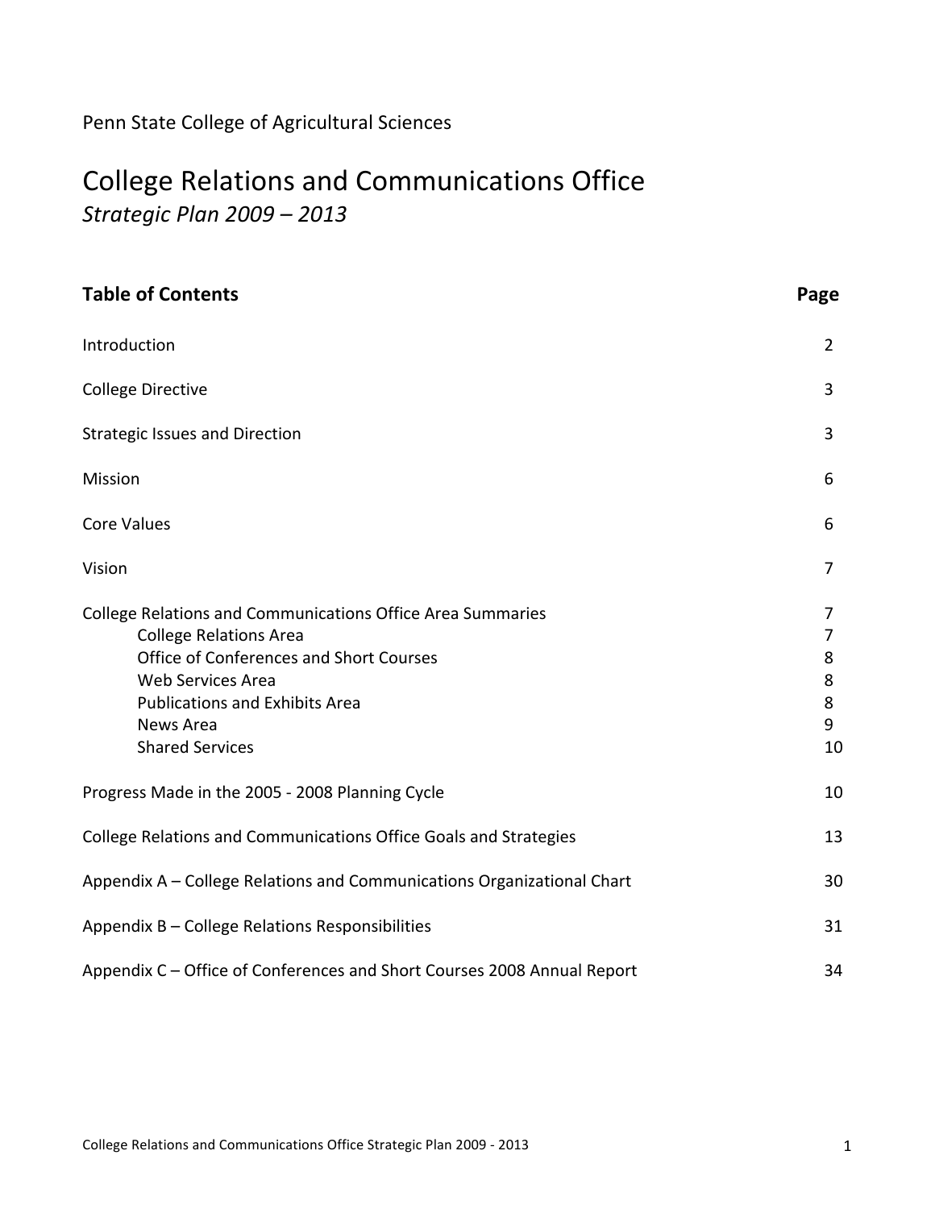Penn State College of Agricultural Sciences

# College Relations and Communications Office

*Strategic Plan 2009 – 2013*

| **Table of Contents** | **Page** |
|---|---|
| Introduction | 2 |
| College Directive | 3 |
| Strategic Issues and Direction | 3 |
| Mission | 6 |
| Core Values | 6 |
| Vision | 7 |
| College Relations and Communications Office Area Summaries | 7 |
| College Relations Area | 7 |
| Office of Conferences and Short Courses | 8 |
| Web Services Area | 8 |
| Publications and Exhibits Area | 8 |
| News Area | 9 |
| Shared Services | 10 |
| Progress Made in the 2005 - 2008 Planning Cycle | 10 |
| College Relations and Communications Office Goals and Strategies | 13 |
| Appendix A – College Relations and Communications Organizational Chart | 30 |
| Appendix B – College Relations Responsibilities | 31 |
| Appendix C – Office of Conferences and Short Courses 2008 Annual Report | 34 |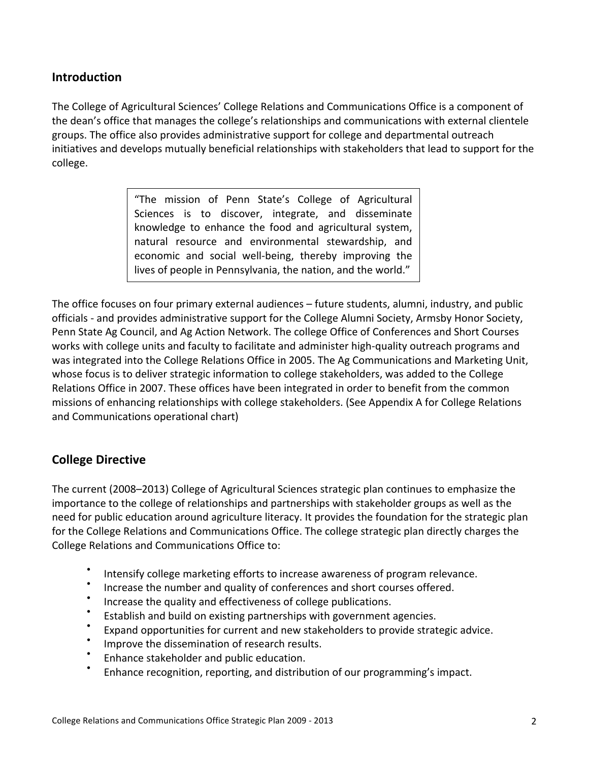## Introduction

The College of Agricultural Sciences' College Relations and Communications Office is a component of the dean's office that manages the college's relationships and communications with external clientele groups. The office also provides administrative support for college and departmental outreach initiatives and develops mutually beneficial relationships with stakeholders that lead to support for the college.

> "The mission of Penn State's College of Agricultural Sciences is to discover, integrate, and disseminate knowledge to enhance the food and agricultural system, natural resource and environmental stewardship, and economic and social well-being, thereby improving the lives of people in Pennsylvania, the nation, and the world."

The office focuses on four primary external audiences – future students, alumni, industry, and public officials - and provides administrative support for the College Alumni Society, Armsby Honor Society, Penn State Ag Council, and Ag Action Network. The college Office of Conferences and Short Courses works with college units and faculty to facilitate and administer high-quality outreach programs and was integrated into the College Relations Office in 2005. The Ag Communications and Marketing Unit, whose focus is to deliver strategic information to college stakeholders, was added to the College Relations Office in 2007. These offices have been integrated in order to benefit from the common missions of enhancing relationships with college stakeholders. (See Appendix A for College Relations and Communications operational chart)

## College Directive

The current (2008–2013) College of Agricultural Sciences strategic plan continues to emphasize the importance to the college of relationships and partnerships with stakeholder groups as well as the need for public education around agriculture literacy. It provides the foundation for the strategic plan for the College Relations and Communications Office. The college strategic plan directly charges the College Relations and Communications Office to:

- Intensify college marketing efforts to increase awareness of program relevance.
- Increase the number and quality of conferences and short courses offered.
- Increase the quality and effectiveness of college publications.
- Establish and build on existing partnerships with government agencies.
- Expand opportunities for current and new stakeholders to provide strategic advice.
- Improve the dissemination of research results.
- Enhance stakeholder and public education.
- Enhance recognition, reporting, and distribution of our programming's impact.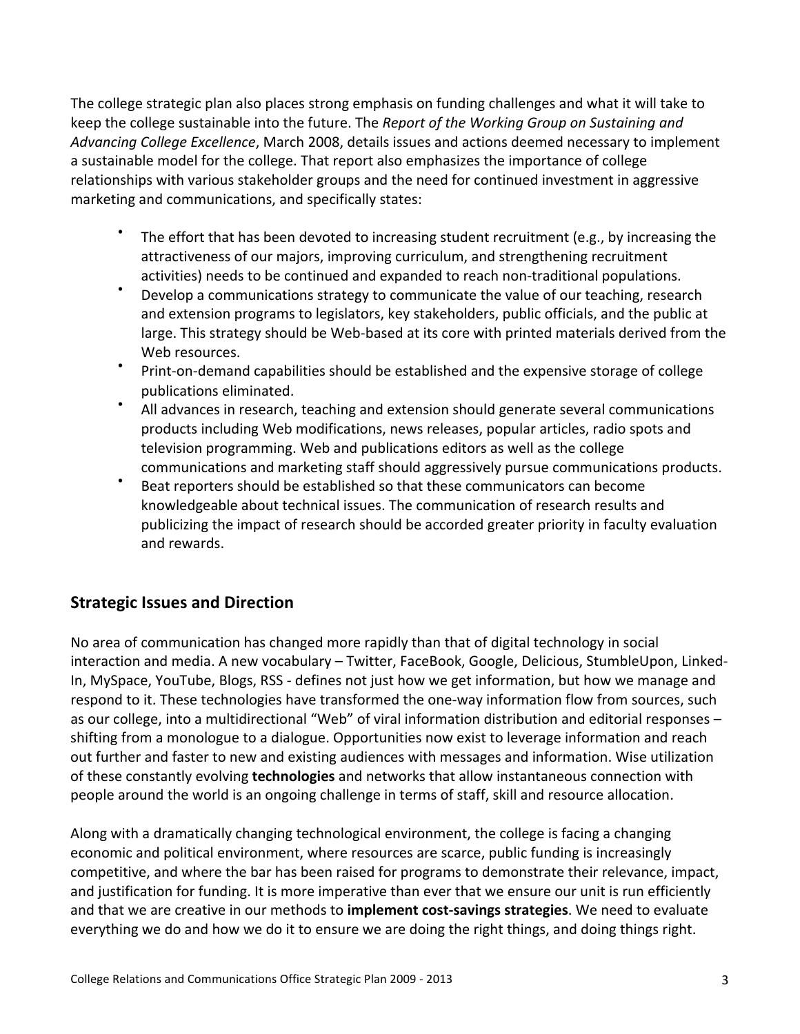The college strategic plan also places strong emphasis on funding challenges and what it will take to keep the college sustainable into the future. The *Report of the Working Group on Sustaining and Advancing College Excellence*, March 2008, details issues and actions deemed necessary to implement a sustainable model for the college. That report also emphasizes the importance of college relationships with various stakeholder groups and the need for continued investment in aggressive marketing and communications, and specifically states:

- The effort that has been devoted to increasing student recruitment (e.g., by increasing the attractiveness of our majors, improving curriculum, and strengthening recruitment activities) needs to be continued and expanded to reach non-traditional populations.
- Develop a communications strategy to communicate the value of our teaching, research and extension programs to legislators, key stakeholders, public officials, and the public at large. This strategy should be Web-based at its core with printed materials derived from the Web resources.
- Print-on-demand capabilities should be established and the expensive storage of college publications eliminated.
- All advances in research, teaching and extension should generate several communications products including Web modifications, news releases, popular articles, radio spots and television programming. Web and publications editors as well as the college communications and marketing staff should aggressively pursue communications products.
- Beat reporters should be established so that these communicators can become knowledgeable about technical issues. The communication of research results and publicizing the impact of research should be accorded greater priority in faculty evaluation and rewards.

## Strategic Issues and Direction

No area of communication has changed more rapidly than that of digital technology in social interaction and media. A new vocabulary – Twitter, FaceBook, Google, Delicious, StumbleUpon, Linked-In, MySpace, YouTube, Blogs, RSS - defines not just how we get information, but how we manage and respond to it. These technologies have transformed the one-way information flow from sources, such as our college, into a multidirectional "Web" of viral information distribution and editorial responses – shifting from a monologue to a dialogue. Opportunities now exist to leverage information and reach out further and faster to new and existing audiences with messages and information. Wise utilization of these constantly evolving **technologies** and networks that allow instantaneous connection with people around the world is an ongoing challenge in terms of staff, skill and resource allocation.

Along with a dramatically changing technological environment, the college is facing a changing economic and political environment, where resources are scarce, public funding is increasingly competitive, and where the bar has been raised for programs to demonstrate their relevance, impact, and justification for funding. It is more imperative than ever that we ensure our unit is run efficiently and that we are creative in our methods to **implement cost-savings strategies**. We need to evaluate everything we do and how we do it to ensure we are doing the right things, and doing things right.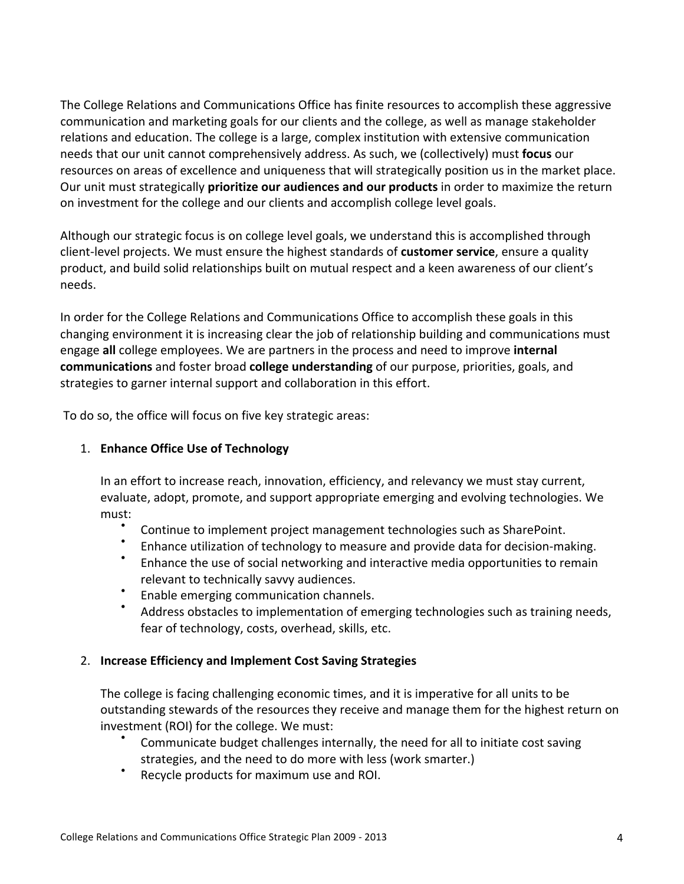The College Relations and Communications Office has finite resources to accomplish these aggressive communication and marketing goals for our clients and the college, as well as manage stakeholder relations and education. The college is a large, complex institution with extensive communication needs that our unit cannot comprehensively address. As such, we (collectively) must **focus** our resources on areas of excellence and uniqueness that will strategically position us in the market place. Our unit must strategically **prioritize our audiences and our products** in order to maximize the return on investment for the college and our clients and accomplish college level goals.

Although our strategic focus is on college level goals, we understand this is accomplished through client-level projects. We must ensure the highest standards of **customer service**, ensure a quality product, and build solid relationships built on mutual respect and a keen awareness of our client's needs.

In order for the College Relations and Communications Office to accomplish these goals in this changing environment it is increasing clear the job of relationship building and communications must engage **all** college employees. We are partners in the process and need to improve **internal communications** and foster broad **college understanding** of our purpose, priorities, goals, and strategies to garner internal support and collaboration in this effort.

To do so, the office will focus on five key strategic areas:

1. **Enhance Office Use of Technology**

   In an effort to increase reach, innovation, efficiency, and relevancy we must stay current, evaluate, adopt, promote, and support appropriate emerging and evolving technologies. We must:

   - Continue to implement project management technologies such as SharePoint.
   - Enhance utilization of technology to measure and provide data for decision-making.
   - Enhance the use of social networking and interactive media opportunities to remain relevant to technically savvy audiences.
   - Enable emerging communication channels.
   - Address obstacles to implementation of emerging technologies such as training needs, fear of technology, costs, overhead, skills, etc.

2. **Increase Efficiency and Implement Cost Saving Strategies**

   The college is facing challenging economic times, and it is imperative for all units to be outstanding stewards of the resources they receive and manage them for the highest return on investment (ROI) for the college. We must:

   - Communicate budget challenges internally, the need for all to initiate cost saving strategies, and the need to do more with less (work smarter.)
   - Recycle products for maximum use and ROI.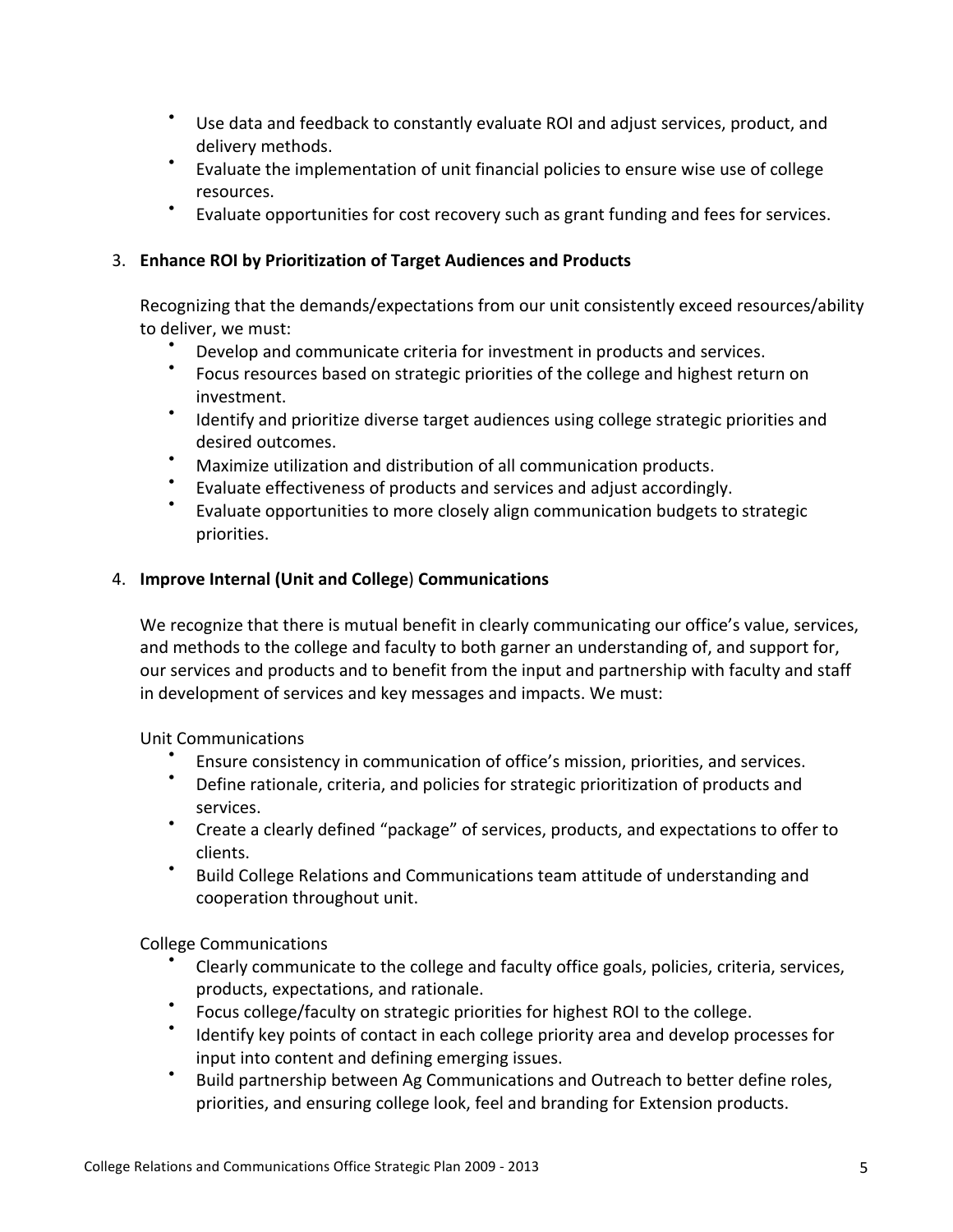- Use data and feedback to constantly evaluate ROI and adjust services, product, and delivery methods.
- Evaluate the implementation of unit financial policies to ensure wise use of college resources.
- Evaluate opportunities for cost recovery such as grant funding and fees for services.

3. **Enhance ROI by Prioritization of Target Audiences and Products**

   Recognizing that the demands/expectations from our unit consistently exceed resources/ability to deliver, we must:

   - Develop and communicate criteria for investment in products and services.
   - Focus resources based on strategic priorities of the college and highest return on investment.
   - Identify and prioritize diverse target audiences using college strategic priorities and desired outcomes.
   - Maximize utilization and distribution of all communication products.
   - Evaluate effectiveness of products and services and adjust accordingly.
   - Evaluate opportunities to more closely align communication budgets to strategic priorities.

4. **Improve Internal (Unit and College) Communications**

   We recognize that there is mutual benefit in clearly communicating our office's value, services, and methods to the college and faculty to both garner an understanding of, and support for, our services and products and to benefit from the input and partnership with faculty and staff in development of services and key messages and impacts. We must:

   Unit Communications

   - Ensure consistency in communication of office's mission, priorities, and services.
   - Define rationale, criteria, and policies for strategic prioritization of products and services.
   - Create a clearly defined "package" of services, products, and expectations to offer to clients.
   - Build College Relations and Communications team attitude of understanding and cooperation throughout unit.

   College Communications

   - Clearly communicate to the college and faculty office goals, policies, criteria, services, products, expectations, and rationale.
   - Focus college/faculty on strategic priorities for highest ROI to the college.
   - Identify key points of contact in each college priority area and develop processes for input into content and defining emerging issues.
   - Build partnership between Ag Communications and Outreach to better define roles, priorities, and ensuring college look, feel and branding for Extension products.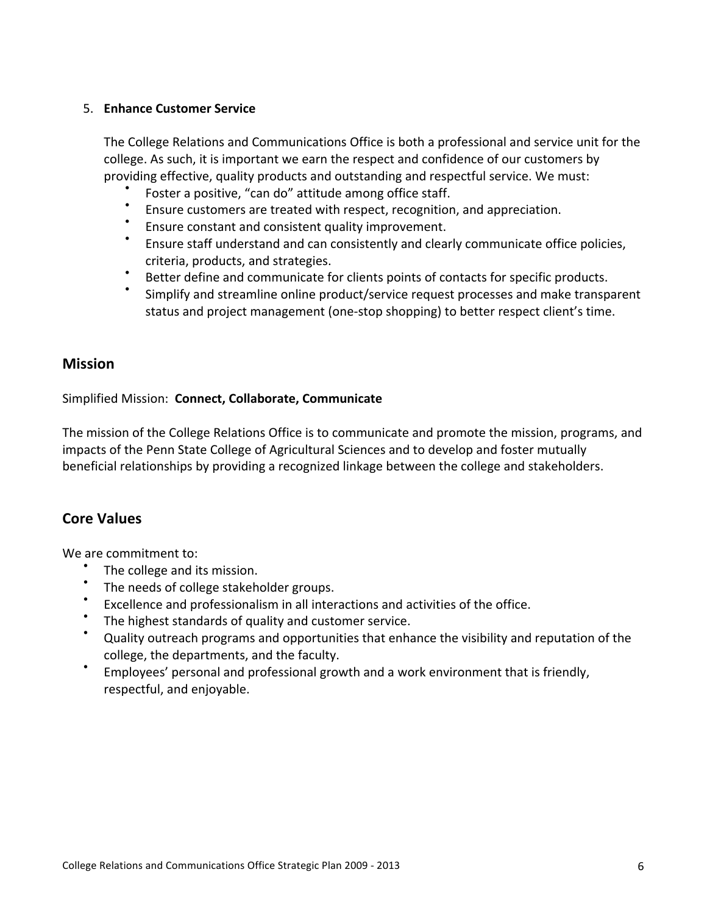5. **Enhance Customer Service**

   The College Relations and Communications Office is both a professional and service unit for the college. As such, it is important we earn the respect and confidence of our customers by providing effective, quality products and outstanding and respectful service. We must:

   - Foster a positive, "can do" attitude among office staff.
   - Ensure customers are treated with respect, recognition, and appreciation.
   - Ensure constant and consistent quality improvement.
   - Ensure staff understand and can consistently and clearly communicate office policies, criteria, products, and strategies.
   - Better define and communicate for clients points of contacts for specific products.
   - Simplify and streamline online product/service request processes and make transparent status and project management (one-stop shopping) to better respect client's time.

## Mission

Simplified Mission: **Connect, Collaborate, Communicate**

The mission of the College Relations Office is to communicate and promote the mission, programs, and impacts of the Penn State College of Agricultural Sciences and to develop and foster mutually beneficial relationships by providing a recognized linkage between the college and stakeholders.

## Core Values

We are commitment to:

- The college and its mission.
- The needs of college stakeholder groups.
- Excellence and professionalism in all interactions and activities of the office.
- The highest standards of quality and customer service.
- Quality outreach programs and opportunities that enhance the visibility and reputation of the college, the departments, and the faculty.
- Employees' personal and professional growth and a work environment that is friendly, respectful, and enjoyable.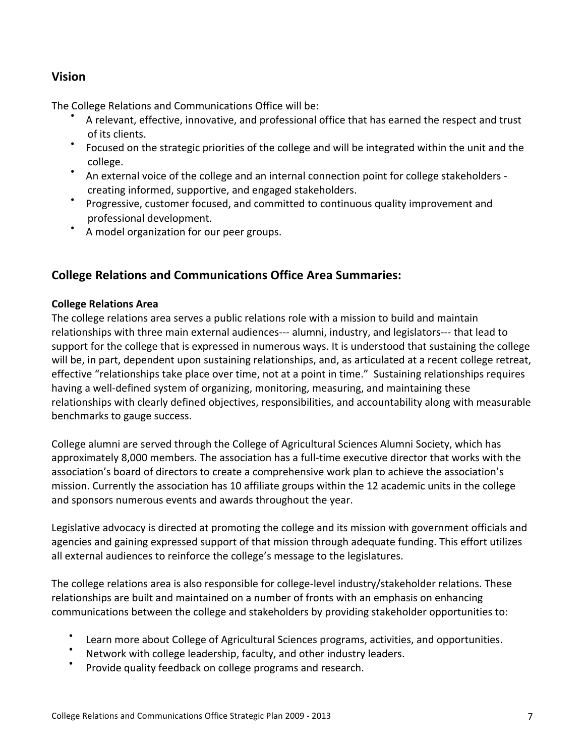## Vision

The College Relations and Communications Office will be:

- A relevant, effective, innovative, and professional office that has earned the respect and trust of its clients.
- Focused on the strategic priorities of the college and will be integrated within the unit and the college.
- An external voice of the college and an internal connection point for college stakeholders - creating informed, supportive, and engaged stakeholders.
- Progressive, customer focused, and committed to continuous quality improvement and professional development.
- A model organization for our peer groups.

## College Relations and Communications Office Area Summaries:

### College Relations Area

The college relations area serves a public relations role with a mission to build and maintain relationships with three main external audiences--- alumni, industry, and legislators--- that lead to support for the college that is expressed in numerous ways. It is understood that sustaining the college will be, in part, dependent upon sustaining relationships, and, as articulated at a recent college retreat, effective "relationships take place over time, not at a point in time." Sustaining relationships requires having a well-defined system of organizing, monitoring, measuring, and maintaining these relationships with clearly defined objectives, responsibilities, and accountability along with measurable benchmarks to gauge success.

College alumni are served through the College of Agricultural Sciences Alumni Society, which has approximately 8,000 members. The association has a full-time executive director that works with the association's board of directors to create a comprehensive work plan to achieve the association's mission. Currently the association has 10 affiliate groups within the 12 academic units in the college and sponsors numerous events and awards throughout the year.

Legislative advocacy is directed at promoting the college and its mission with government officials and agencies and gaining expressed support of that mission through adequate funding. This effort utilizes all external audiences to reinforce the college's message to the legislatures.

The college relations area is also responsible for college-level industry/stakeholder relations. These relationships are built and maintained on a number of fronts with an emphasis on enhancing communications between the college and stakeholders by providing stakeholder opportunities to:

- Learn more about College of Agricultural Sciences programs, activities, and opportunities.
- Network with college leadership, faculty, and other industry leaders.
- Provide quality feedback on college programs and research.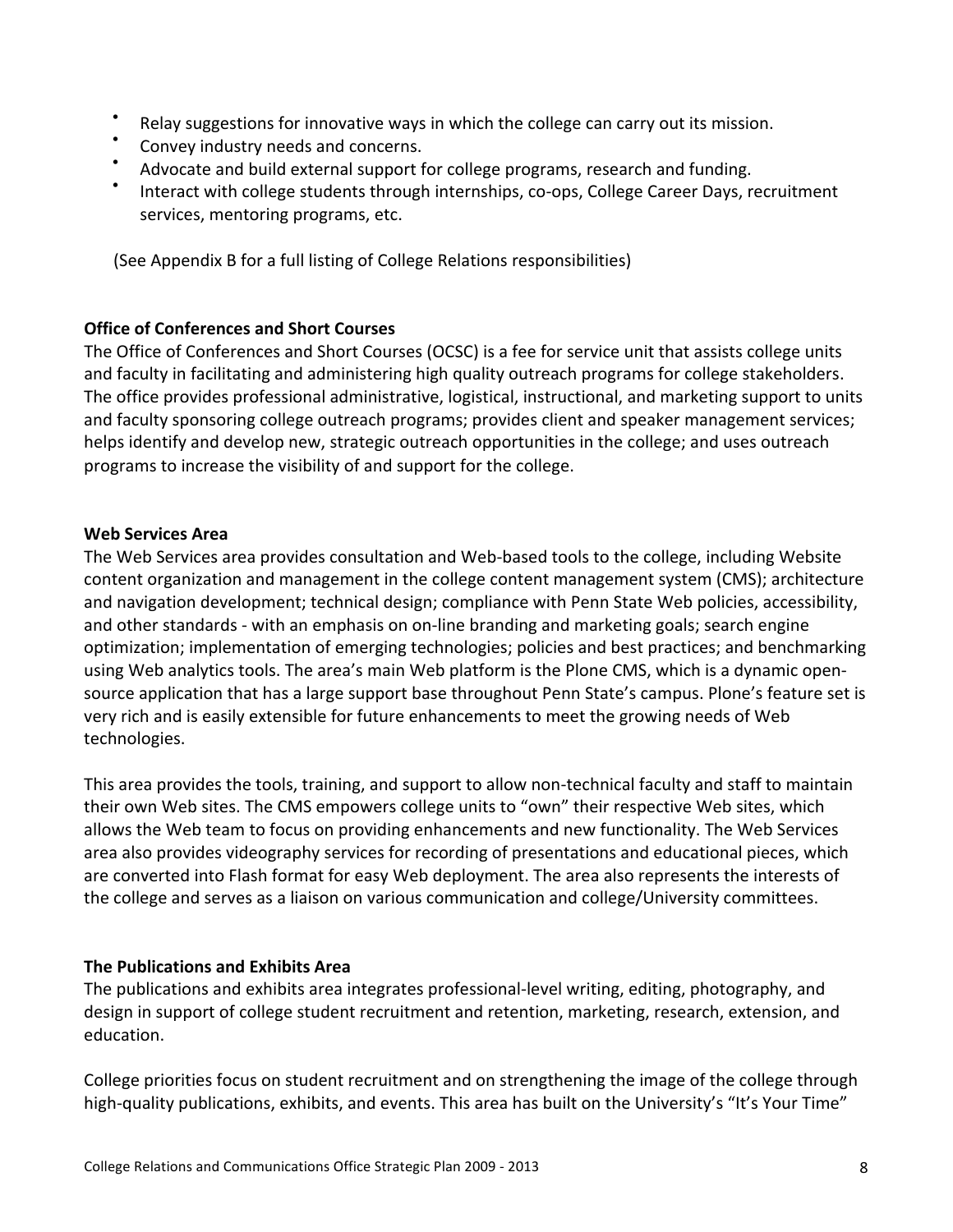- Relay suggestions for innovative ways in which the college can carry out its mission.
- Convey industry needs and concerns.
- Advocate and build external support for college programs, research and funding.
- Interact with college students through internships, co-ops, College Career Days, recruitment services, mentoring programs, etc.

(See Appendix B for a full listing of College Relations responsibilities)

**Office of Conferences and Short Courses**

The Office of Conferences and Short Courses (OCSC) is a fee for service unit that assists college units and faculty in facilitating and administering high quality outreach programs for college stakeholders. The office provides professional administrative, logistical, instructional, and marketing support to units and faculty sponsoring college outreach programs; provides client and speaker management services; helps identify and develop new, strategic outreach opportunities in the college; and uses outreach programs to increase the visibility of and support for the college.

**Web Services Area**

The Web Services area provides consultation and Web-based tools to the college, including Website content organization and management in the college content management system (CMS); architecture and navigation development; technical design; compliance with Penn State Web policies, accessibility, and other standards - with an emphasis on on-line branding and marketing goals; search engine optimization; implementation of emerging technologies; policies and best practices; and benchmarking using Web analytics tools. The area's main Web platform is the Plone CMS, which is a dynamic open-source application that has a large support base throughout Penn State's campus. Plone's feature set is very rich and is easily extensible for future enhancements to meet the growing needs of Web technologies.

This area provides the tools, training, and support to allow non-technical faculty and staff to maintain their own Web sites. The CMS empowers college units to "own" their respective Web sites, which allows the Web team to focus on providing enhancements and new functionality. The Web Services area also provides videography services for recording of presentations and educational pieces, which are converted into Flash format for easy Web deployment. The area also represents the interests of the college and serves as a liaison on various communication and college/University committees.

**The Publications and Exhibits Area**

The publications and exhibits area integrates professional-level writing, editing, photography, and design in support of college student recruitment and retention, marketing, research, extension, and education.

College priorities focus on student recruitment and on strengthening the image of the college through high-quality publications, exhibits, and events. This area has built on the University's "It's Your Time"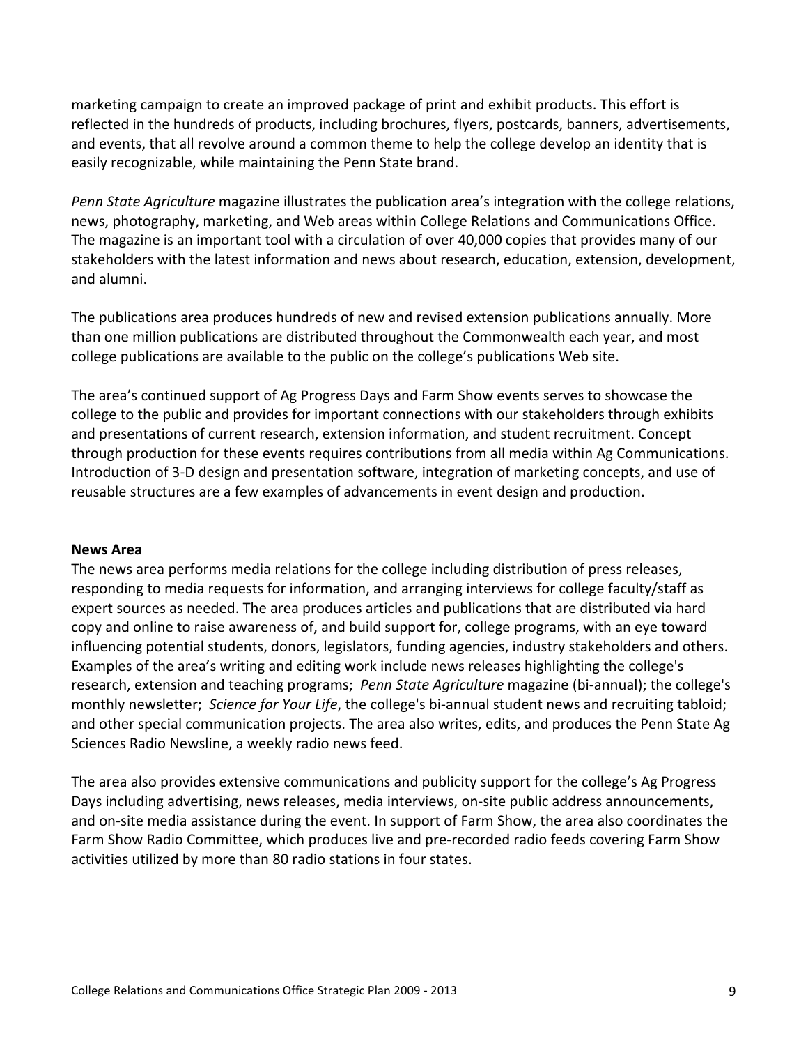marketing campaign to create an improved package of print and exhibit products. This effort is reflected in the hundreds of products, including brochures, flyers, postcards, banners, advertisements, and events, that all revolve around a common theme to help the college develop an identity that is easily recognizable, while maintaining the Penn State brand.

*Penn State Agriculture* magazine illustrates the publication area's integration with the college relations, news, photography, marketing, and Web areas within College Relations and Communications Office. The magazine is an important tool with a circulation of over 40,000 copies that provides many of our stakeholders with the latest information and news about research, education, extension, development, and alumni.

The publications area produces hundreds of new and revised extension publications annually. More than one million publications are distributed throughout the Commonwealth each year, and most college publications are available to the public on the college's publications Web site.

The area's continued support of Ag Progress Days and Farm Show events serves to showcase the college to the public and provides for important connections with our stakeholders through exhibits and presentations of current research, extension information, and student recruitment. Concept through production for these events requires contributions from all media within Ag Communications. Introduction of 3-D design and presentation software, integration of marketing concepts, and use of reusable structures are a few examples of advancements in event design and production.

**News Area**

The news area performs media relations for the college including distribution of press releases, responding to media requests for information, and arranging interviews for college faculty/staff as expert sources as needed. The area produces articles and publications that are distributed via hard copy and online to raise awareness of, and build support for, college programs, with an eye toward influencing potential students, donors, legislators, funding agencies, industry stakeholders and others. Examples of the area's writing and editing work include news releases highlighting the college's research, extension and teaching programs; *Penn State Agriculture* magazine (bi-annual); the college's monthly newsletter; *Science for Your Life*, the college's bi-annual student news and recruiting tabloid; and other special communication projects. The area also writes, edits, and produces the Penn State Ag Sciences Radio Newsline, a weekly radio news feed.

The area also provides extensive communications and publicity support for the college's Ag Progress Days including advertising, news releases, media interviews, on-site public address announcements, and on-site media assistance during the event. In support of Farm Show, the area also coordinates the Farm Show Radio Committee, which produces live and pre-recorded radio feeds covering Farm Show activities utilized by more than 80 radio stations in four states.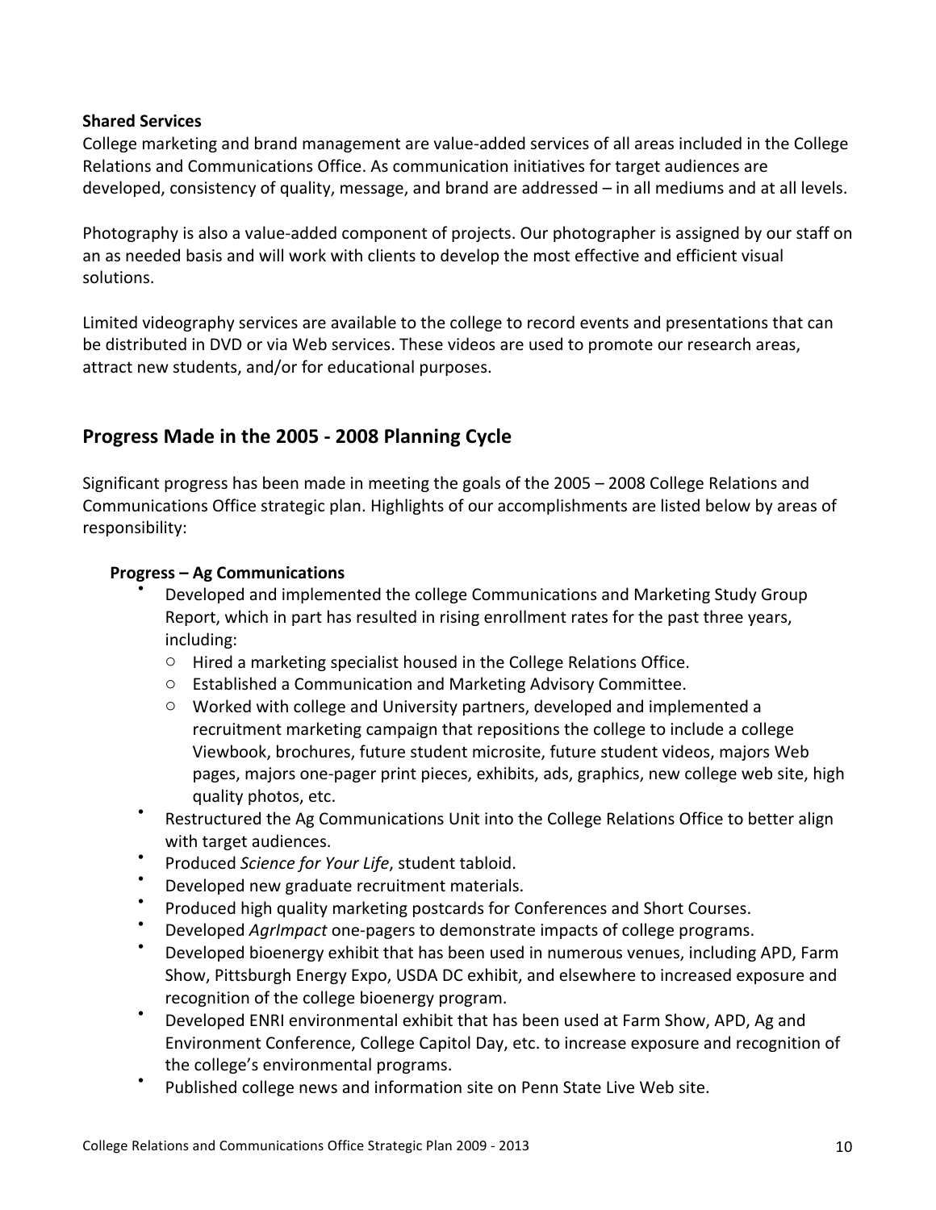**Shared Services**

College marketing and brand management are value-added services of all areas included in the College Relations and Communications Office. As communication initiatives for target audiences are developed, consistency of quality, message, and brand are addressed – in all mediums and at all levels.

Photography is also a value-added component of projects. Our photographer is assigned by our staff on an as needed basis and will work with clients to develop the most effective and efficient visual solutions.

Limited videography services are available to the college to record events and presentations that can be distributed in DVD or via Web services. These videos are used to promote our research areas, attract new students, and/or for educational purposes.

## Progress Made in the 2005 - 2008 Planning Cycle

Significant progress has been made in meeting the goals of the 2005 – 2008 College Relations and Communications Office strategic plan. Highlights of our accomplishments are listed below by areas of responsibility:

**Progress – Ag Communications**

- Developed and implemented the college Communications and Marketing Study Group Report, which in part has resulted in rising enrollment rates for the past three years, including:
  - Hired a marketing specialist housed in the College Relations Office.
  - Established a Communication and Marketing Advisory Committee.
  - Worked with college and University partners, developed and implemented a recruitment marketing campaign that repositions the college to include a college Viewbook, brochures, future student microsite, future student videos, majors Web pages, majors one-pager print pieces, exhibits, ads, graphics, new college web site, high quality photos, etc.
- Restructured the Ag Communications Unit into the College Relations Office to better align with target audiences.
- Produced *Science for Your Life*, student tabloid.
- Developed new graduate recruitment materials.
- Produced high quality marketing postcards for Conferences and Short Courses.
- Developed *AgrImpact* one-pagers to demonstrate impacts of college programs.
- Developed bioenergy exhibit that has been used in numerous venues, including APD, Farm Show, Pittsburgh Energy Expo, USDA DC exhibit, and elsewhere to increased exposure and recognition of the college bioenergy program.
- Developed ENRI environmental exhibit that has been used at Farm Show, APD, Ag and Environment Conference, College Capitol Day, etc. to increase exposure and recognition of the college's environmental programs.
- Published college news and information site on Penn State Live Web site.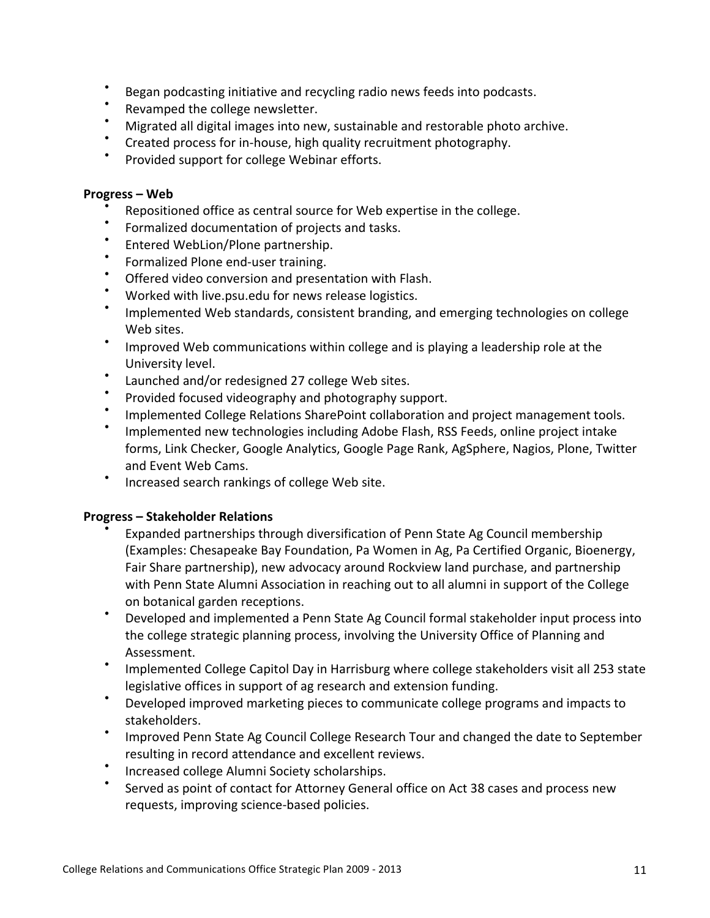- Began podcasting initiative and recycling radio news feeds into podcasts.
- Revamped the college newsletter.
- Migrated all digital images into new, sustainable and restorable photo archive.
- Created process for in-house, high quality recruitment photography.
- Provided support for college Webinar efforts.

**Progress – Web**

- Repositioned office as central source for Web expertise in the college.
- Formalized documentation of projects and tasks.
- Entered WebLion/Plone partnership.
- Formalized Plone end-user training.
- Offered video conversion and presentation with Flash.
- Worked with live.psu.edu for news release logistics.
- Implemented Web standards, consistent branding, and emerging technologies on college Web sites.
- Improved Web communications within college and is playing a leadership role at the University level.
- Launched and/or redesigned 27 college Web sites.
- Provided focused videography and photography support.
- Implemented College Relations SharePoint collaboration and project management tools.
- Implemented new technologies including Adobe Flash, RSS Feeds, online project intake forms, Link Checker, Google Analytics, Google Page Rank, AgSphere, Nagios, Plone, Twitter and Event Web Cams.
- Increased search rankings of college Web site.

**Progress – Stakeholder Relations**

- Expanded partnerships through diversification of Penn State Ag Council membership (Examples: Chesapeake Bay Foundation, Pa Women in Ag, Pa Certified Organic, Bioenergy, Fair Share partnership), new advocacy around Rockview land purchase, and partnership with Penn State Alumni Association in reaching out to all alumni in support of the College on botanical garden receptions.
- Developed and implemented a Penn State Ag Council formal stakeholder input process into the college strategic planning process, involving the University Office of Planning and Assessment.
- Implemented College Capitol Day in Harrisburg where college stakeholders visit all 253 state legislative offices in support of ag research and extension funding.
- Developed improved marketing pieces to communicate college programs and impacts to stakeholders.
- Improved Penn State Ag Council College Research Tour and changed the date to September resulting in record attendance and excellent reviews.
- Increased college Alumni Society scholarships.
- Served as point of contact for Attorney General office on Act 38 cases and process new requests, improving science-based policies.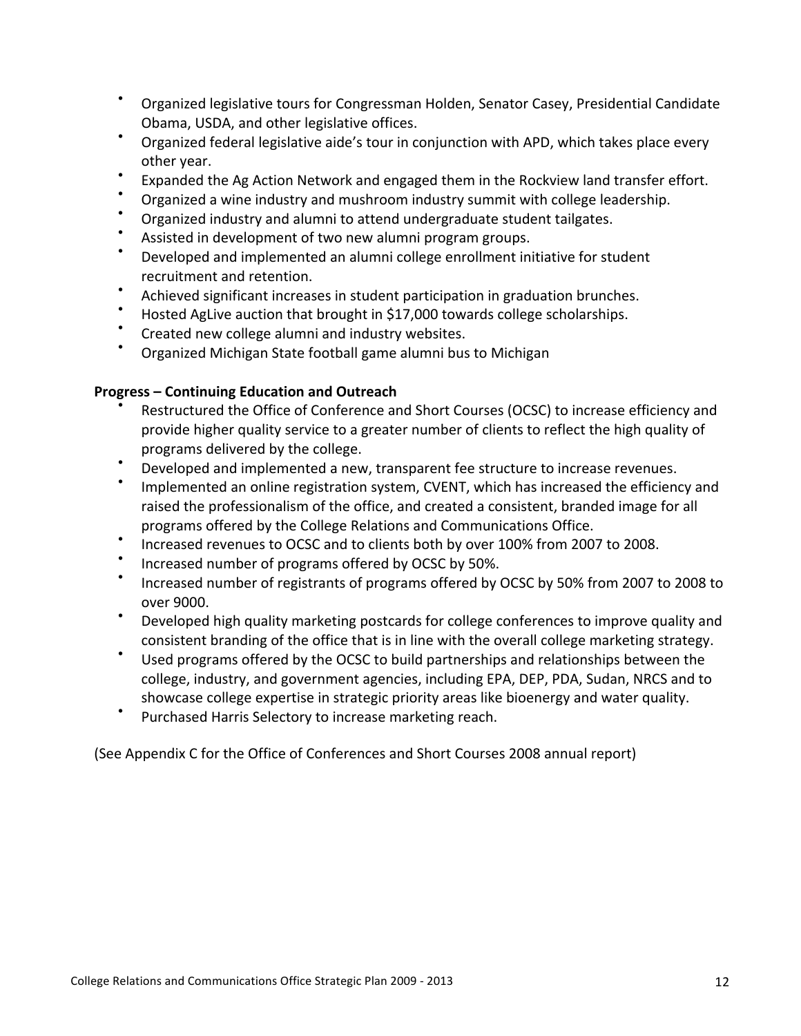- Organized legislative tours for Congressman Holden, Senator Casey, Presidential Candidate Obama, USDA, and other legislative offices.
- Organized federal legislative aide's tour in conjunction with APD, which takes place every other year.
- Expanded the Ag Action Network and engaged them in the Rockview land transfer effort.
- Organized a wine industry and mushroom industry summit with college leadership.
- Organized industry and alumni to attend undergraduate student tailgates.
- Assisted in development of two new alumni program groups.
- Developed and implemented an alumni college enrollment initiative for student recruitment and retention.
- Achieved significant increases in student participation in graduation brunches.
- Hosted AgLive auction that brought in $17,000 towards college scholarships.
- Created new college alumni and industry websites.
- Organized Michigan State football game alumni bus to Michigan

**Progress – Continuing Education and Outreach**

- Restructured the Office of Conference and Short Courses (OCSC) to increase efficiency and provide higher quality service to a greater number of clients to reflect the high quality of programs delivered by the college.
- Developed and implemented a new, transparent fee structure to increase revenues.
- Implemented an online registration system, CVENT, which has increased the efficiency and raised the professionalism of the office, and created a consistent, branded image for all programs offered by the College Relations and Communications Office.
- Increased revenues to OCSC and to clients both by over 100% from 2007 to 2008.
- Increased number of programs offered by OCSC by 50%.
- Increased number of registrants of programs offered by OCSC by 50% from 2007 to 2008 to over 9000.
- Developed high quality marketing postcards for college conferences to improve quality and consistent branding of the office that is in line with the overall college marketing strategy.
- Used programs offered by the OCSC to build partnerships and relationships between the college, industry, and government agencies, including EPA, DEP, PDA, Sudan, NRCS and to showcase college expertise in strategic priority areas like bioenergy and water quality.
- Purchased Harris Selectory to increase marketing reach.

(See Appendix C for the Office of Conferences and Short Courses 2008 annual report)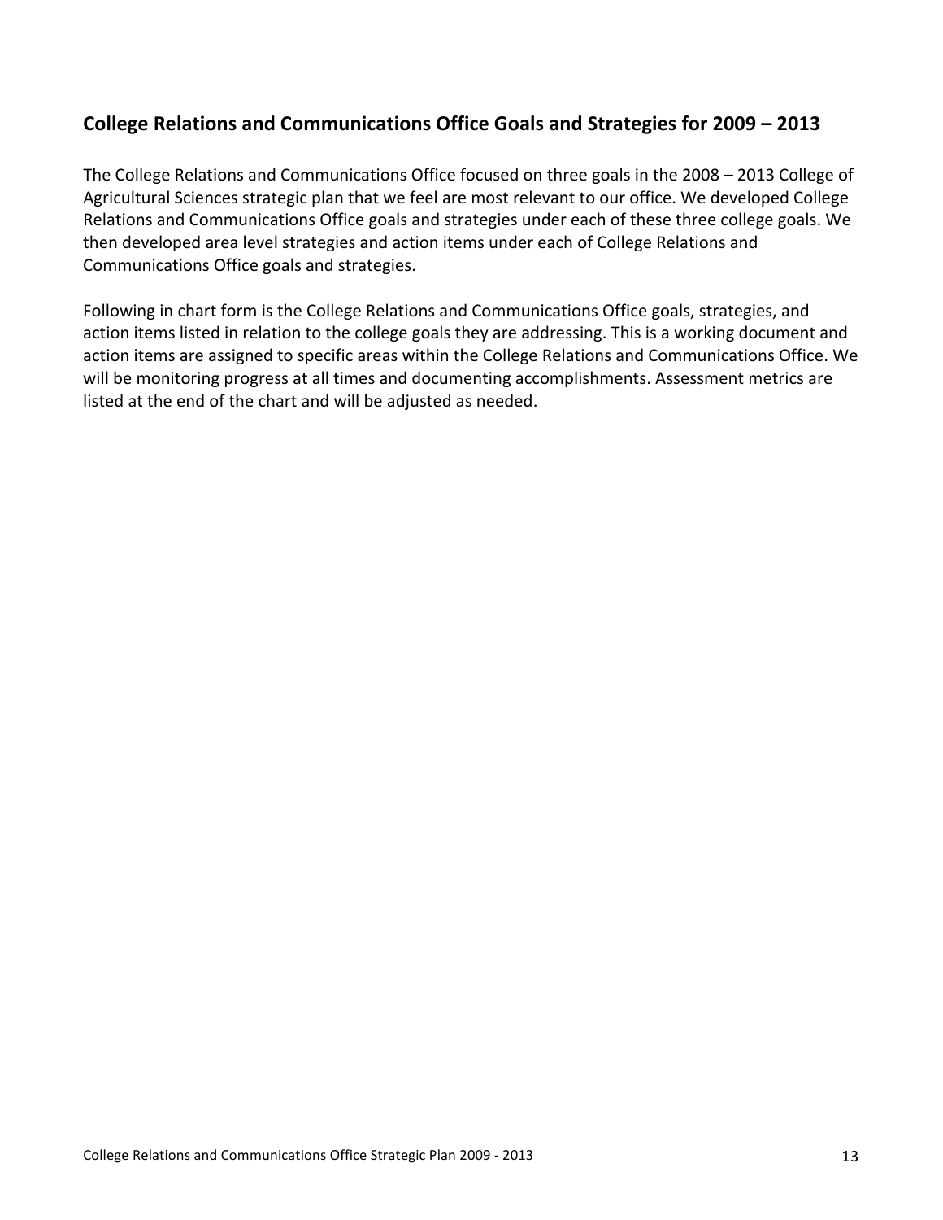## College Relations and Communications Office Goals and Strategies for 2009 – 2013

The College Relations and Communications Office focused on three goals in the 2008 – 2013 College of Agricultural Sciences strategic plan that we feel are most relevant to our office. We developed College Relations and Communications Office goals and strategies under each of these three college goals. We then developed area level strategies and action items under each of College Relations and Communications Office goals and strategies.

Following in chart form is the College Relations and Communications Office goals, strategies, and action items listed in relation to the college goals they are addressing. This is a working document and action items are assigned to specific areas within the College Relations and Communications Office. We will be monitoring progress at all times and documenting accomplishments. Assessment metrics are listed at the end of the chart and will be adjusted as needed.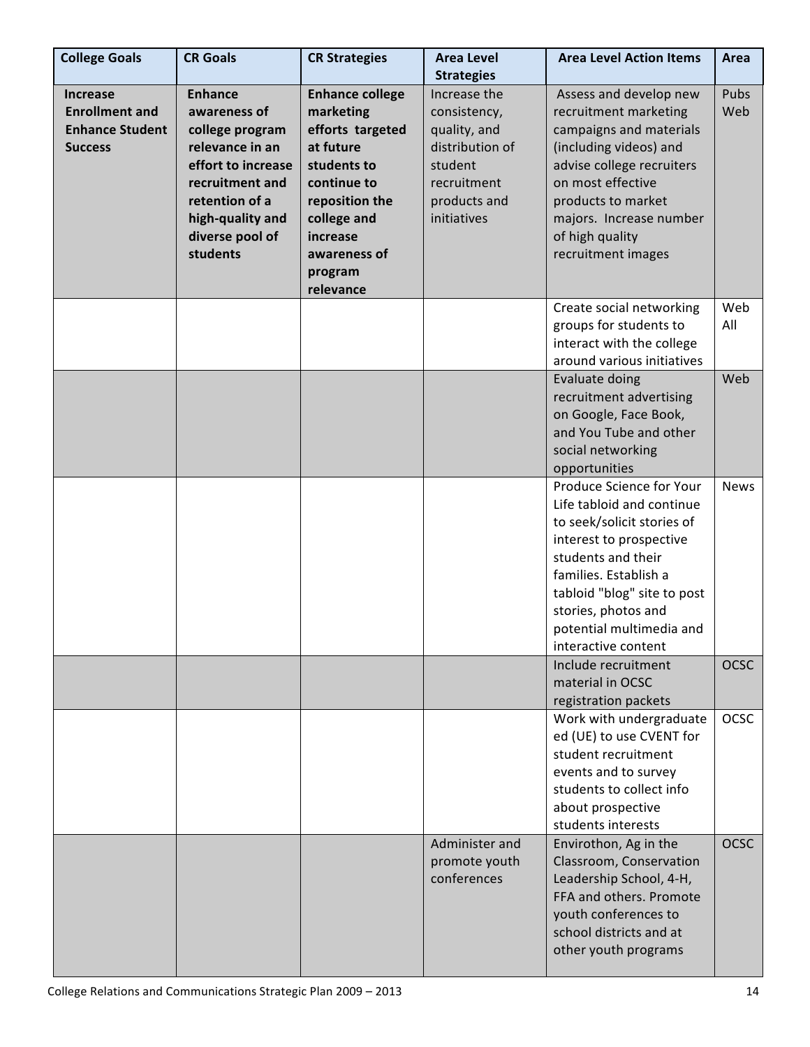| College Goals | CR Goals | CR Strategies | Area Level Strategies | Area Level Action Items | Area |
|---|---|---|---|---|---|
| **Increase Enrollment and Enhance Student Success** | **Enhance awareness of college program relevance in an effort to increase recruitment and retention of a high-quality and diverse pool of students** | **Enhance college marketing efforts targeted at future students to continue to reposition the college and increase awareness of program relevance** | Increase the consistency, quality, and distribution of student recruitment products and initiatives | Assess and develop new recruitment marketing campaigns and materials (including videos) and advise college recruiters on most effective products to market majors. Increase number of high quality recruitment images | Pubs Web |
| | | | | Create social networking groups for students to interact with the college around various initiatives | Web All |
| | | | | Evaluate doing recruitment advertising on Google, Face Book, and You Tube and other social networking opportunities | Web |
| | | | | Produce Science for Your Life tabloid and continue to seek/solicit stories of interest to prospective students and their families. Establish a tabloid "blog" site to post stories, photos and potential multimedia and interactive content | News |
| | | | | Include recruitment material in OCSC registration packets | OCSC |
| | | | | Work with undergraduate ed (UE) to use CVENT for student recruitment events and to survey students to collect info about prospective students interests | OCSC |
| | | | Administer and promote youth conferences | Envirothon, Ag in the Classroom, Conservation Leadership School, 4-H, FFA and others. Promote youth conferences to school districts and at other youth programs | OCSC |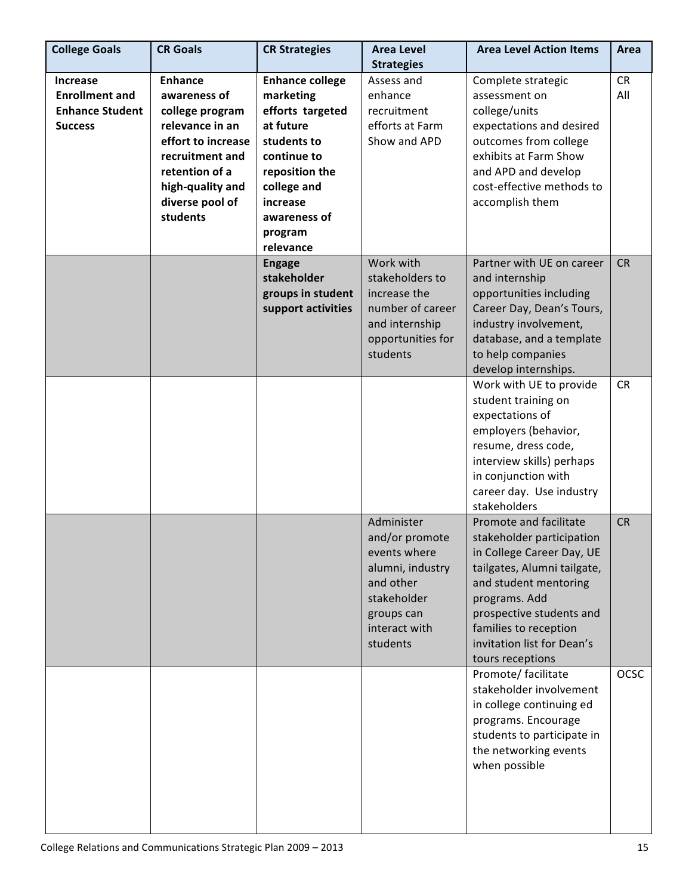| College Goals | CR Goals | CR Strategies | Area Level Strategies | Area Level Action Items | Area |
|---|---|---|---|---|---|
| **Increase Enrollment and Enhance Student Success** | **Enhance awareness of college program relevance in an effort to increase recruitment and retention of a high-quality and diverse pool of students** | **Enhance college marketing efforts targeted at future students to continue to reposition the college and increase awareness of program relevance** | Assess and enhance recruitment efforts at Farm Show and APD | Complete strategic assessment on college/units expectations and desired outcomes from college exhibits at Farm Show and APD and develop cost-effective methods to accomplish them | CR All |
| | | **Engage stakeholder groups in student support activities** | Work with stakeholders to increase the number of career and internship opportunities for students | Partner with UE on career and internship opportunities including Career Day, Dean's Tours, industry involvement, database, and a template to help companies develop internships. | CR |
| | | | | Work with UE to provide student training on expectations of employers (behavior, resume, dress code, interview skills) perhaps in conjunction with career day. Use industry stakeholders | CR |
| | | | Administer and/or promote events where alumni, industry and other stakeholder groups can interact with students | Promote and facilitate stakeholder participation in College Career Day, UE tailgates, Alumni tailgate, and student mentoring programs. Add prospective students and families to reception invitation list for Dean's tours receptions | CR |
| | | | | Promote/ facilitate stakeholder involvement in college continuing ed programs. Encourage students to participate in the networking events when possible | OCSC |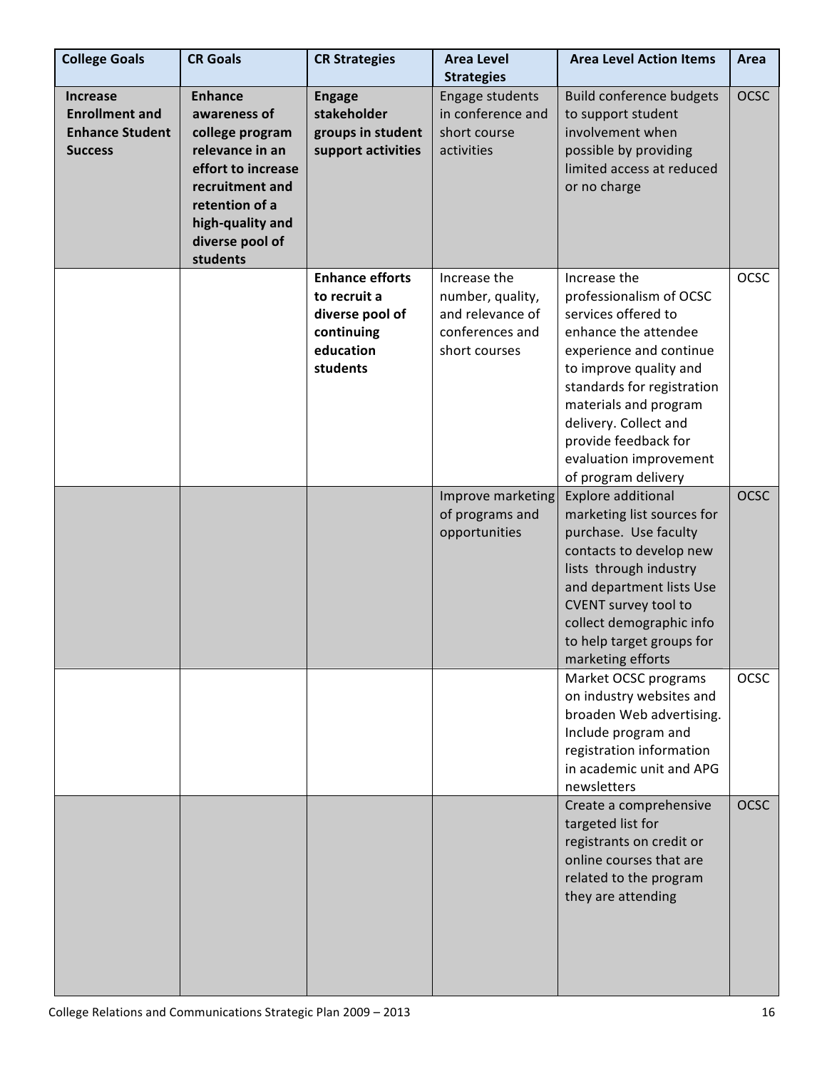| College Goals | CR Goals | CR Strategies | Area Level Strategies | Area Level Action Items | Area |
|---|---|---|---|---|---|
| **Increase Enrollment and Enhance Student Success** | **Enhance awareness of college program relevance in an effort to increase recruitment and retention of a high-quality and diverse pool of students** | **Engage stakeholder groups in student support activities** | Engage students in conference and short course activities | Build conference budgets to support student involvement when possible by providing limited access at reduced or no charge | OCSC |
| | | **Enhance efforts to recruit a diverse pool of continuing education students** | Increase the number, quality, and relevance of conferences and short courses | Increase the professionalism of OCSC services offered to enhance the attendee experience and continue to improve quality and standards for registration materials and program delivery. Collect and provide feedback for evaluation improvement of program delivery | OCSC |
| | | | Improve marketing of programs and opportunities | Explore additional marketing list sources for purchase. Use faculty contacts to develop new lists through industry and department lists Use CVENT survey tool to collect demographic info to help target groups for marketing efforts | OCSC |
| | | | | Market OCSC programs on industry websites and broaden Web advertising. Include program and registration information in academic unit and APG newsletters | OCSC |
| | | | | Create a comprehensive targeted list for registrants on credit or online courses that are related to the program they are attending | OCSC |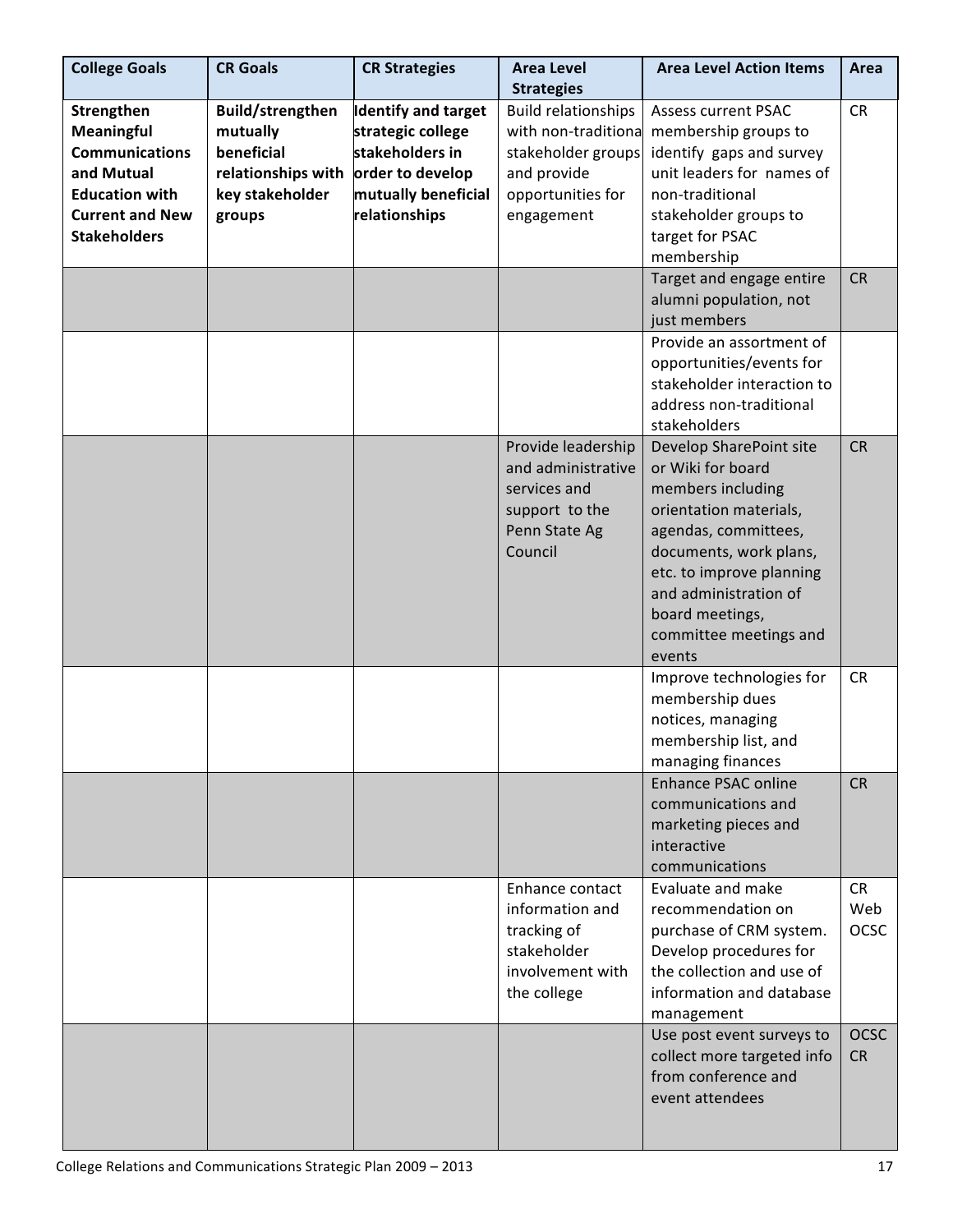| College Goals | CR Goals | CR Strategies | Area Level Strategies | Area Level Action Items | Area |
|---|---|---|---|---|---|
| **Strengthen Meaningful Communications and Mutual Education with Current and New Stakeholders** | **Build/strengthen mutually beneficial relationships with key stakeholder groups** | **Identify and target strategic college stakeholders in order to develop mutually beneficial relationships** | Build relationships with non-traditional stakeholder groups and provide opportunities for engagement | Assess current PSAC membership groups to identify gaps and survey unit leaders for names of non-traditional stakeholder groups to target for PSAC membership | CR |
| | | | | Target and engage entire alumni population, not just members | CR |
| | | | | Provide an assortment of opportunities/events for stakeholder interaction to address non-traditional stakeholders | |
| | | | Provide leadership and administrative services and support to the Penn State Ag Council | Develop SharePoint site or Wiki for board members including orientation materials, agendas, committees, documents, work plans, etc. to improve planning and administration of board meetings, committee meetings and events | CR |
| | | | | Improve technologies for membership dues notices, managing membership list, and managing finances | CR |
| | | | | Enhance PSAC online communications and marketing pieces and interactive communications | CR |
| | | | Enhance contact information and tracking of stakeholder involvement with the college | Evaluate and make recommendation on purchase of CRM system. Develop procedures for the collection and use of information and database management | CR Web OCSC |
| | | | | Use post event surveys to collect more targeted info from conference and event attendees | OCSC CR |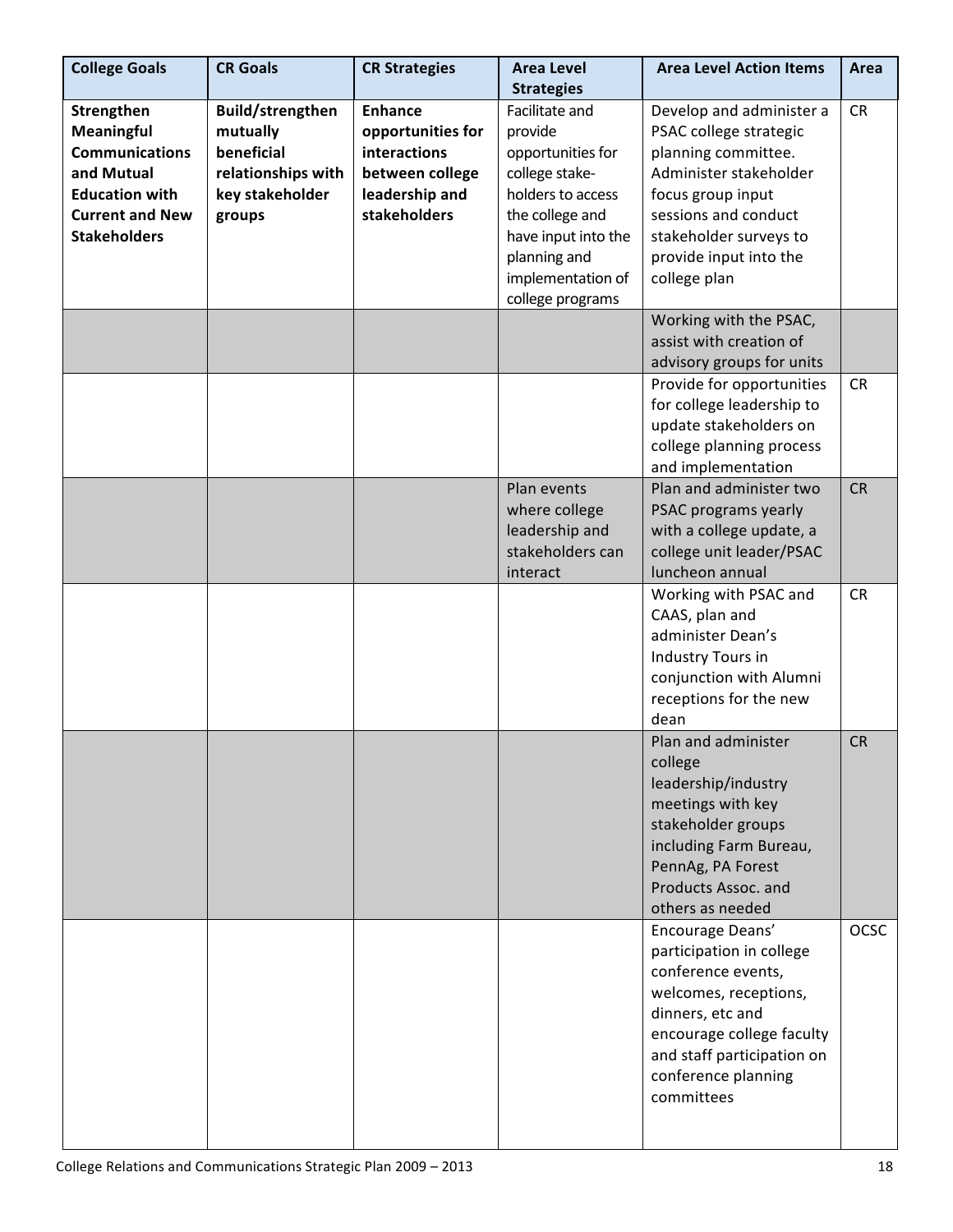| College Goals | CR Goals | CR Strategies | Area Level Strategies | Area Level Action Items | Area |
|---|---|---|---|---|---|
| **Strengthen Meaningful Communications and Mutual Education with Current and New Stakeholders** | **Build/strengthen mutually beneficial relationships with key stakeholder groups** | **Enhance opportunities for interactions between college leadership and stakeholders** | Facilitate and provide opportunities for college stake-holders to access the college and have input into the planning and implementation of college programs | Develop and administer a PSAC college strategic planning committee. Administer stakeholder focus group input sessions and conduct stakeholder surveys to provide input into the college plan | CR |
| | | | | Working with the PSAC, assist with creation of advisory groups for units | |
| | | | | Provide for opportunities for college leadership to update stakeholders on college planning process and implementation | CR |
| | | | Plan events where college leadership and stakeholders can interact | Plan and administer two PSAC programs yearly with a college update, a college unit leader/PSAC luncheon annual | CR |
| | | | | Working with PSAC and CAAS, plan and administer Dean's Industry Tours in conjunction with Alumni receptions for the new dean | CR |
| | | | | Plan and administer college leadership/industry meetings with key stakeholder groups including Farm Bureau, PennAg, PA Forest Products Assoc. and others as needed | CR |
| | | | | Encourage Deans' participation in college conference events, welcomes, receptions, dinners, etc and encourage college faculty and staff participation on conference planning committees | OCSC |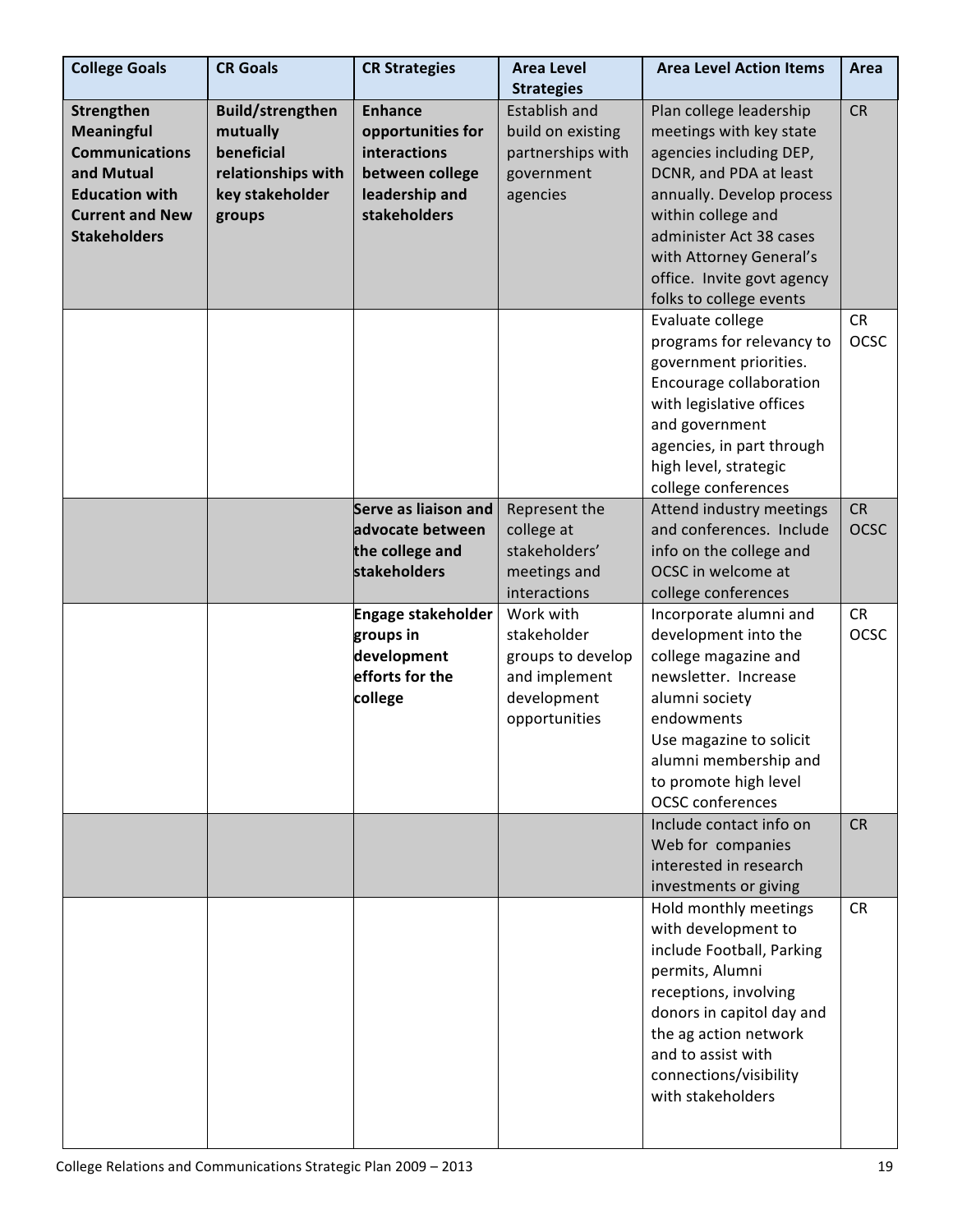| College Goals | CR Goals | CR Strategies | Area Level Strategies | Area Level Action Items | Area |
|---|---|---|---|---|---|
| **Strengthen Meaningful Communications and Mutual Education with Current and New Stakeholders** | **Build/strengthen mutually beneficial relationships with key stakeholder groups** | **Enhance opportunities for interactions between college leadership and stakeholders** | Establish and build on existing partnerships with government agencies | Plan college leadership meetings with key state agencies including DEP, DCNR, and PDA at least annually. Develop process within college and administer Act 38 cases with Attorney General's office. Invite govt agency folks to college events | CR |
| | | | | Evaluate college programs for relevancy to government priorities. Encourage collaboration with legislative offices and government agencies, in part through high level, strategic college conferences | CR OCSC |
| | | **Serve as liaison and advocate between the college and stakeholders** | Represent the college at stakeholders' meetings and interactions | Attend industry meetings and conferences. Include info on the college and OCSC in welcome at college conferences | CR OCSC |
| | | **Engage stakeholder groups in development efforts for the college** | Work with stakeholder groups to develop and implement development opportunities | Incorporate alumni and development into the college magazine and newsletter. Increase alumni society endowments<br>Use magazine to solicit alumni membership and to promote high level OCSC conferences | CR OCSC |
| | | | | Include contact info on Web for companies interested in research investments or giving | CR |
| | | | | Hold monthly meetings with development to include Football, Parking permits, Alumni receptions, involving donors in capitol day and the ag action network and to assist with connections/visibility with stakeholders | CR |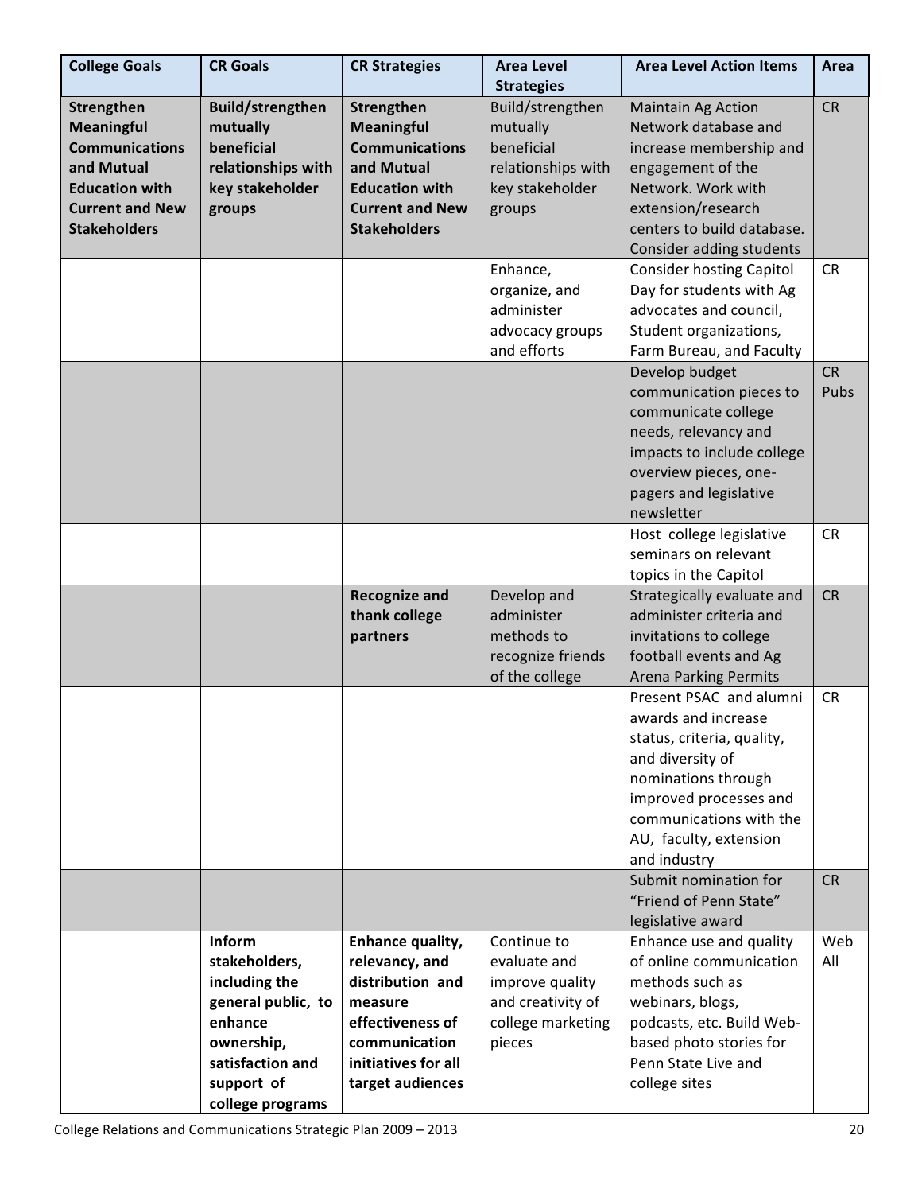| College Goals | CR Goals | CR Strategies | Area Level Strategies | Area Level Action Items | Area |
|---|---|---|---|---|---|
| **Strengthen Meaningful Communications and Mutual Education with Current and New Stakeholders** | **Build/strengthen mutually beneficial relationships with key stakeholder groups** | **Strengthen Meaningful Communications and Mutual Education with Current and New Stakeholders** | Build/strengthen mutually beneficial relationships with key stakeholder groups | Maintain Ag Action Network database and increase membership and engagement of the Network. Work with extension/research centers to build database. Consider adding students | CR |
| | | | Enhance, organize, and administer advocacy groups and efforts | Consider hosting Capitol Day for students with Ag advocates and council, Student organizations, Farm Bureau, and Faculty | CR |
| | | | | Develop budget communication pieces to communicate college needs, relevancy and impacts to include college overview pieces, one-pagers and legislative newsletter | CR Pubs |
| | | | | Host college legislative seminars on relevant topics in the Capitol | CR |
| | | **Recognize and thank college partners** | Develop and administer methods to recognize friends of the college | Strategically evaluate and administer criteria and invitations to college football events and Ag Arena Parking Permits | CR |
| | | | | Present PSAC and alumni awards and increase status, criteria, quality, and diversity of nominations through improved processes and communications with the AU, faculty, extension and industry | CR |
| | | | | Submit nomination for "Friend of Penn State" legislative award | CR |
| | **Inform stakeholders, including the general public, to enhance ownership, satisfaction and support of college programs** | **Enhance quality, relevancy, and distribution and measure effectiveness of communication initiatives for all target audiences** | Continue to evaluate and improve quality and creativity of college marketing pieces | Enhance use and quality of online communication methods such as webinars, blogs, podcasts, etc. Build Web-based photo stories for Penn State Live and college sites | Web All |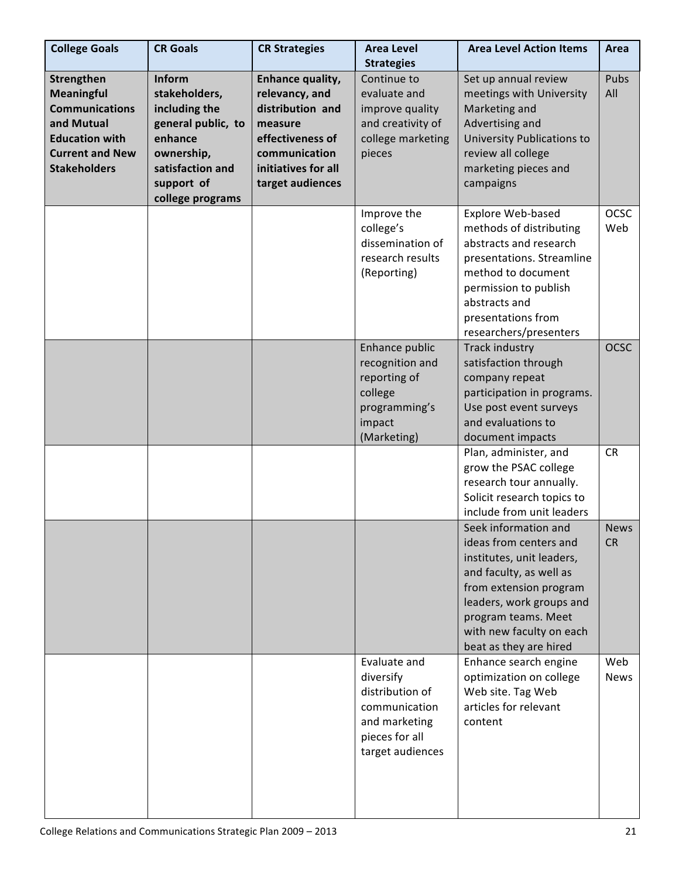| College Goals | CR Goals | CR Strategies | Area Level Strategies | Area Level Action Items | Area |
|---|---|---|---|---|---|
| **Strengthen Meaningful Communications and Mutual Education with Current and New Stakeholders** | **Inform stakeholders, including the general public, to enhance ownership, satisfaction and support of college programs** | **Enhance quality, relevancy, and distribution and measure effectiveness of communication initiatives for all target audiences** | Continue to evaluate and improve quality and creativity of college marketing pieces | Set up annual review meetings with University Marketing and Advertising and University Publications to review all college marketing pieces and campaigns | Pubs All |
| | | | Improve the college's dissemination of research results (Reporting) | Explore Web-based methods of distributing abstracts and research presentations. Streamline method to document permission to publish abstracts and presentations from researchers/presenters | OCSC Web |
| | | | Enhance public recognition and reporting of college programming's impact (Marketing) | Track industry satisfaction through company repeat participation in programs. Use post event surveys and evaluations to document impacts | OCSC |
| | | | | Plan, administer, and grow the PSAC college research tour annually. Solicit research topics to include from unit leaders | CR |
| | | | | Seek information and ideas from centers and institutes, unit leaders, and faculty, as well as from extension program leaders, work groups and program teams. Meet with new faculty on each beat as they are hired | News CR |
| | | | Evaluate and diversify distribution of communication and marketing pieces for all target audiences | Enhance search engine optimization on college Web site. Tag Web articles for relevant content | Web News |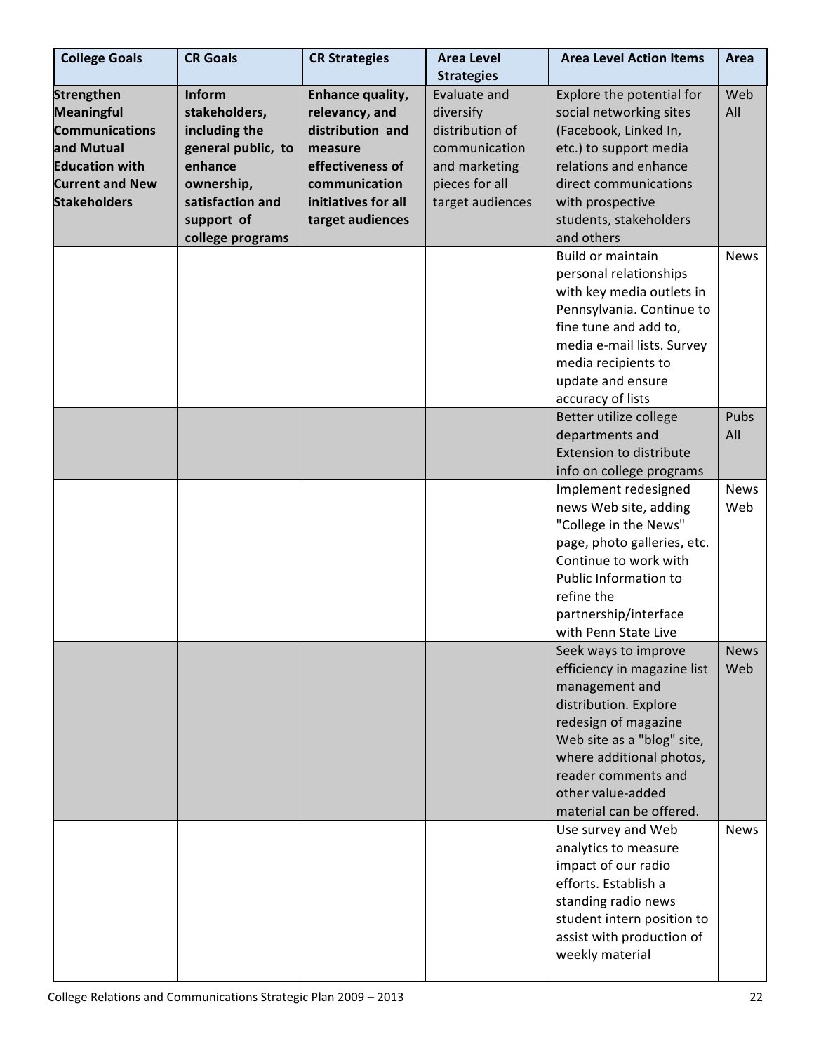| College Goals | CR Goals | CR Strategies | Area Level Strategies | Area Level Action Items | Area |
|---|---|---|---|---|---|
| **Strengthen Meaningful Communications and Mutual Education with Current and New Stakeholders** | **Inform stakeholders, including the general public, to enhance ownership, satisfaction and support of college programs** | **Enhance quality, relevancy, and distribution and measure effectiveness of communication initiatives for all target audiences** | Evaluate and diversify distribution of communication and marketing pieces for all target audiences | Explore the potential for social networking sites (Facebook, Linked In, etc.) to support media relations and enhance direct communications with prospective students, stakeholders and others | Web All |
| | | | | Build or maintain personal relationships with key media outlets in Pennsylvania. Continue to fine tune and add to, media e-mail lists. Survey media recipients to update and ensure accuracy of lists | News |
| | | | | Better utilize college departments and Extension to distribute info on college programs | Pubs All |
| | | | | Implement redesigned news Web site, adding "College in the News" page, photo galleries, etc. Continue to work with Public Information to refine the partnership/interface with Penn State Live | News Web |
| | | | | Seek ways to improve efficiency in magazine list management and distribution. Explore redesign of magazine Web site as a "blog" site, where additional photos, reader comments and other value-added material can be offered. | News Web |
| | | | | Use survey and Web analytics to measure impact of our radio efforts. Establish a standing radio news student intern position to assist with production of weekly material | News |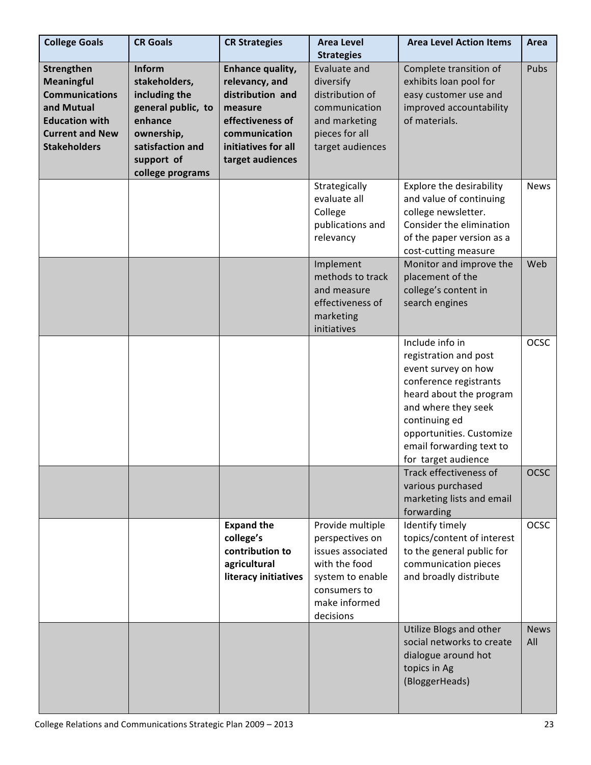| College Goals | CR Goals | CR Strategies | Area Level Strategies | Area Level Action Items | Area |
|---|---|---|---|---|---|
| **Strengthen Meaningful Communications and Mutual Education with Current and New Stakeholders** | **Inform stakeholders, including the general public, to enhance ownership, satisfaction and support of college programs** | **Enhance quality, relevancy, and distribution and measure effectiveness of communication initiatives for all target audiences** | Evaluate and diversify distribution of communication and marketing pieces for all target audiences | Complete transition of exhibits loan pool for easy customer use and improved accountability of materials. | Pubs |
| | | | Strategically evaluate all College publications and relevancy | Explore the desirability and value of continuing college newsletter. Consider the elimination of the paper version as a cost-cutting measure | News |
| | | | Implement methods to track and measure effectiveness of marketing initiatives | Monitor and improve the placement of the college's content in search engines | Web |
| | | | | Include info in registration and post event survey on how conference registrants heard about the program and where they seek continuing ed opportunities. Customize email forwarding text to for target audience | OCSC |
| | | | | Track effectiveness of various purchased marketing lists and email forwarding | OCSC |
| | | **Expand the college's contribution to agricultural literacy initiatives** | Provide multiple perspectives on issues associated with the food system to enable consumers to make informed decisions | Identify timely topics/content of interest to the general public for communication pieces and broadly distribute | OCSC |
| | | | | Utilize Blogs and other social networks to create dialogue around hot topics in Ag (BloggerHeads) | News All |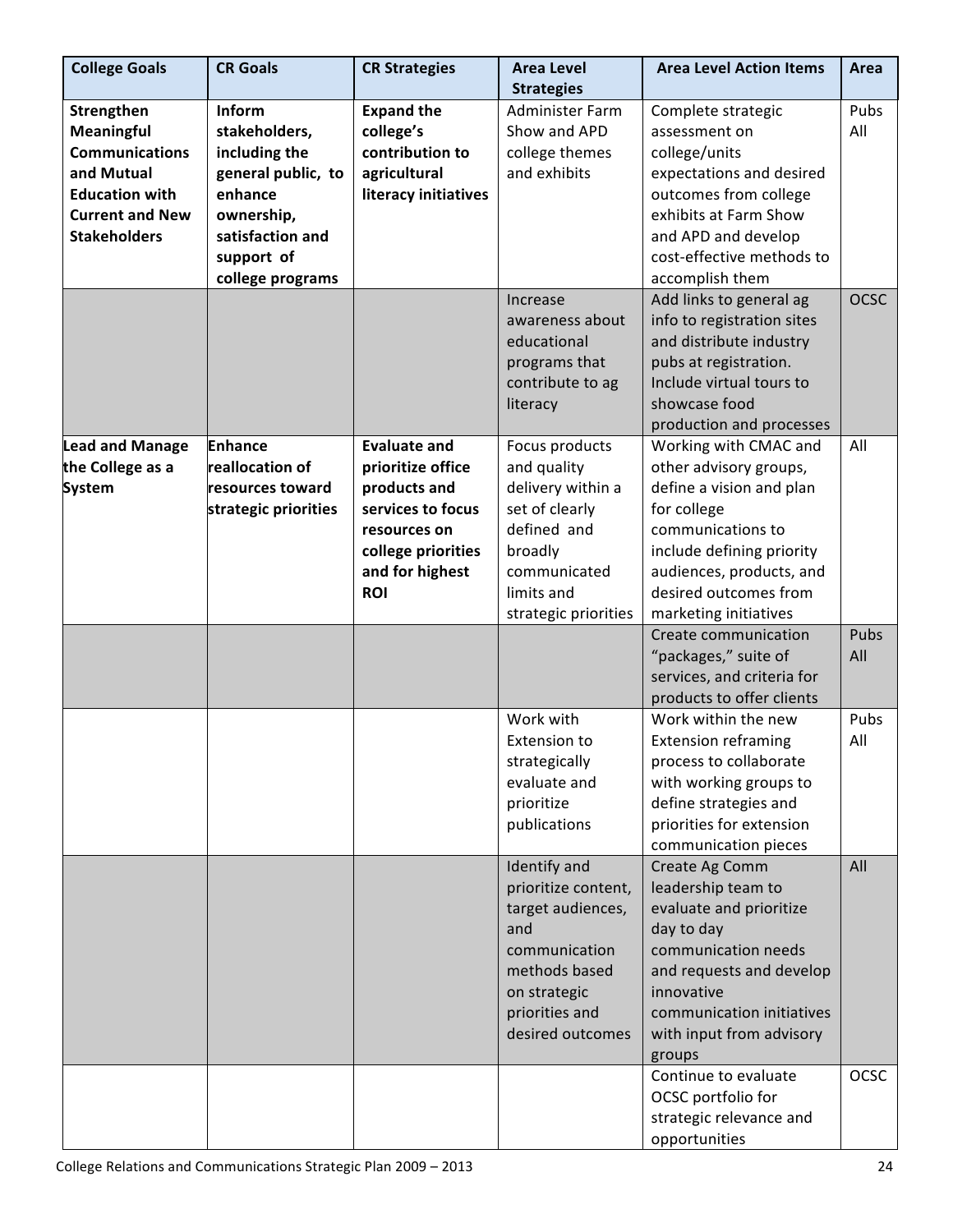| College Goals | CR Goals | CR Strategies | Area Level Strategies | Area Level Action Items | Area |
|---|---|---|---|---|---|
| **Strengthen Meaningful Communications and Mutual Education with Current and New Stakeholders** | **Inform stakeholders, including the general public, to enhance ownership, satisfaction and support of college programs** | **Expand the college's contribution to agricultural literacy initiatives** | Administer Farm Show and APD college themes and exhibits | Complete strategic assessment on college/units expectations and desired outcomes from college exhibits at Farm Show and APD and develop cost-effective methods to accomplish them | Pubs All |
| | | | Increase awareness about educational programs that contribute to ag literacy | Add links to general ag info to registration sites and distribute industry pubs at registration. Include virtual tours to showcase food production and processes | OCSC |
| **Lead and Manage the College as a System** | **Enhance reallocation of resources toward strategic priorities** | **Evaluate and prioritize office products and services to focus resources on college priorities and for highest ROI** | Focus products and quality delivery within a set of clearly defined and broadly communicated limits and strategic priorities | Working with CMAC and other advisory groups, define a vision and plan for college communications to include defining priority audiences, products, and desired outcomes from marketing initiatives | All |
| | | | | Create communication "packages," suite of services, and criteria for products to offer clients | Pubs All |
| | | | Work with Extension to strategically evaluate and prioritize publications | Work within the new Extension reframing process to collaborate with working groups to define strategies and priorities for extension communication pieces | Pubs All |
| | | | Identify and prioritize content, target audiences, and communication methods based on strategic priorities and desired outcomes | Create Ag Comm leadership team to evaluate and prioritize day to day communication needs and requests and develop innovative communication initiatives with input from advisory groups | All |
| | | | | Continue to evaluate OCSC portfolio for strategic relevance and opportunities | OCSC |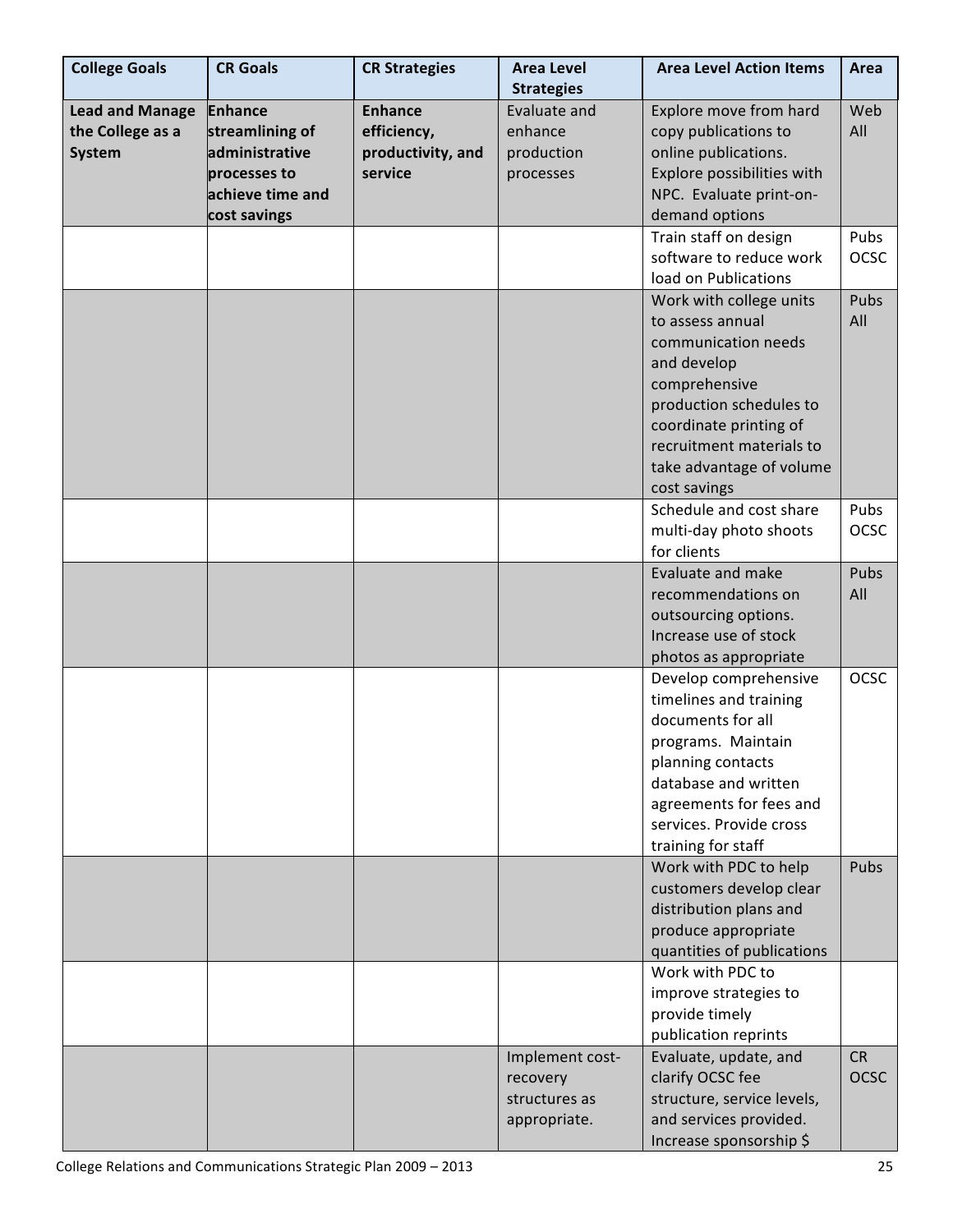| College Goals | CR Goals | CR Strategies | Area Level Strategies | Area Level Action Items | Area |
|---|---|---|---|---|---|
| **Lead and Manage the College as a System** | **Enhance streamlining of administrative processes to achieve time and cost savings** | **Enhance efficiency, productivity, and service** | Evaluate and enhance production processes | Explore move from hard copy publications to online publications. Explore possibilities with NPC. Evaluate print-on-demand options | Web All |
| | | | | Train staff on design software to reduce work load on Publications | Pubs OCSC |
| | | | | Work with college units to assess annual communication needs and develop comprehensive production schedules to coordinate printing of recruitment materials to take advantage of volume cost savings | Pubs All |
| | | | | Schedule and cost share multi-day photo shoots for clients | Pubs OCSC |
| | | | | Evaluate and make recommendations on outsourcing options. Increase use of stock photos as appropriate | Pubs All |
| | | | | Develop comprehensive timelines and training documents for all programs. Maintain planning contacts database and written agreements for fees and services. Provide cross training for staff | OCSC |
| | | | | Work with PDC to help customers develop clear distribution plans and produce appropriate quantities of publications | Pubs |
| | | | | Work with PDC to improve strategies to provide timely publication reprints | |
| | | | Implement cost-recovery structures as appropriate. | Evaluate, update, and clarify OCSC fee structure, service levels, and services provided. Increase sponsorship $ | CR OCSC |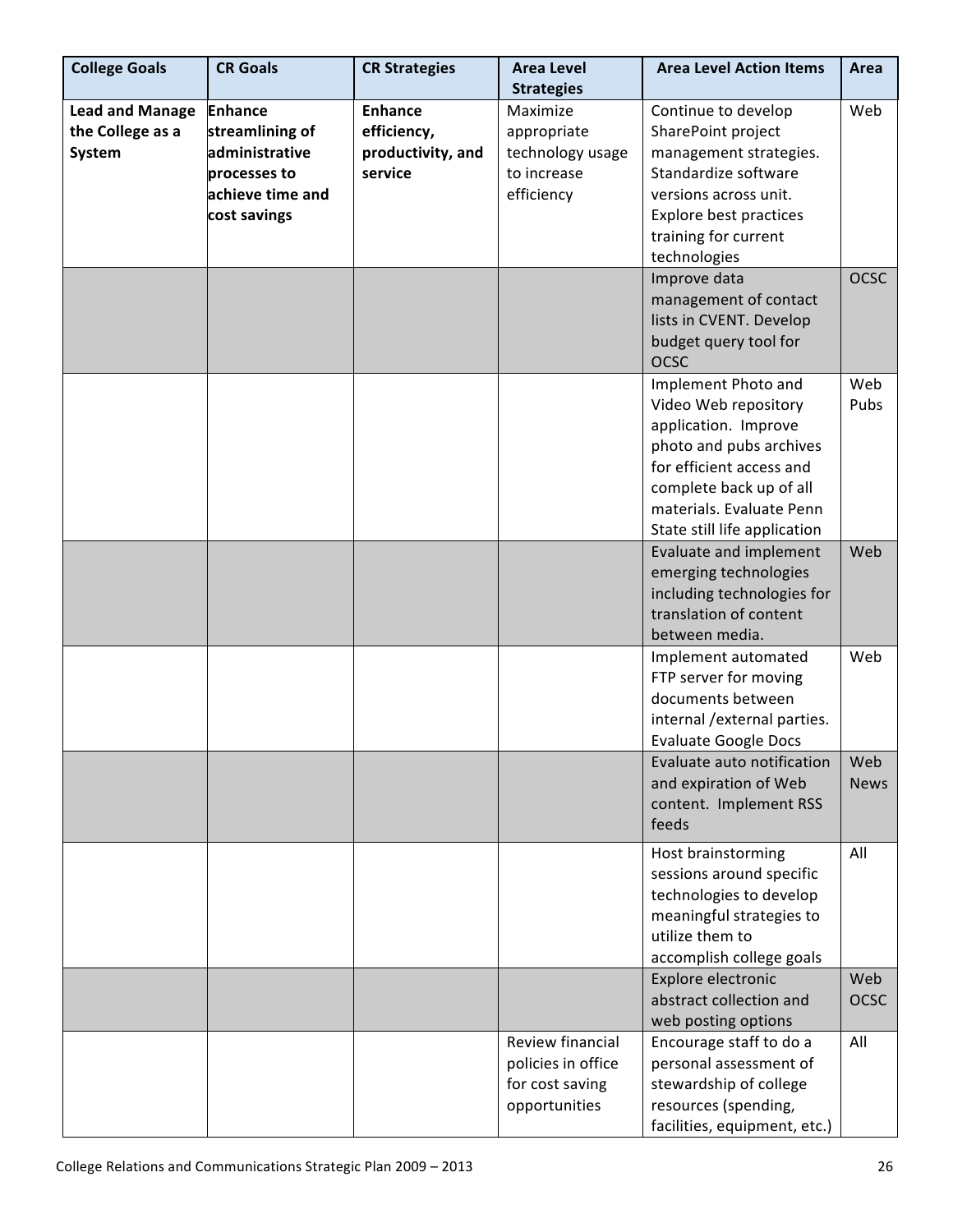| College Goals | CR Goals | CR Strategies | Area Level Strategies | Area Level Action Items | Area |
|---|---|---|---|---|---|
| **Lead and Manage the College as a System** | **Enhance streamlining of administrative processes to achieve time and cost savings** | **Enhance efficiency, productivity, and service** | Maximize appropriate technology usage to increase efficiency | Continue to develop SharePoint project management strategies. Standardize software versions across unit. Explore best practices training for current technologies | Web |
| | | | | Improve data management of contact lists in CVENT. Develop budget query tool for OCSC | OCSC |
| | | | | Implement Photo and Video Web repository application. Improve photo and pubs archives for efficient access and complete back up of all materials. Evaluate Penn State still life application | Web Pubs |
| | | | | Evaluate and implement emerging technologies including technologies for translation of content between media. | Web |
| | | | | Implement automated FTP server for moving documents between internal /external parties. Evaluate Google Docs | Web |
| | | | | Evaluate auto notification and expiration of Web content. Implement RSS feeds | Web News |
| | | | | Host brainstorming sessions around specific technologies to develop meaningful strategies to utilize them to accomplish college goals | All |
| | | | | Explore electronic abstract collection and web posting options | Web OCSC |
| | | | Review financial policies in office for cost saving opportunities | Encourage staff to do a personal assessment of stewardship of college resources (spending, facilities, equipment, etc.) | All |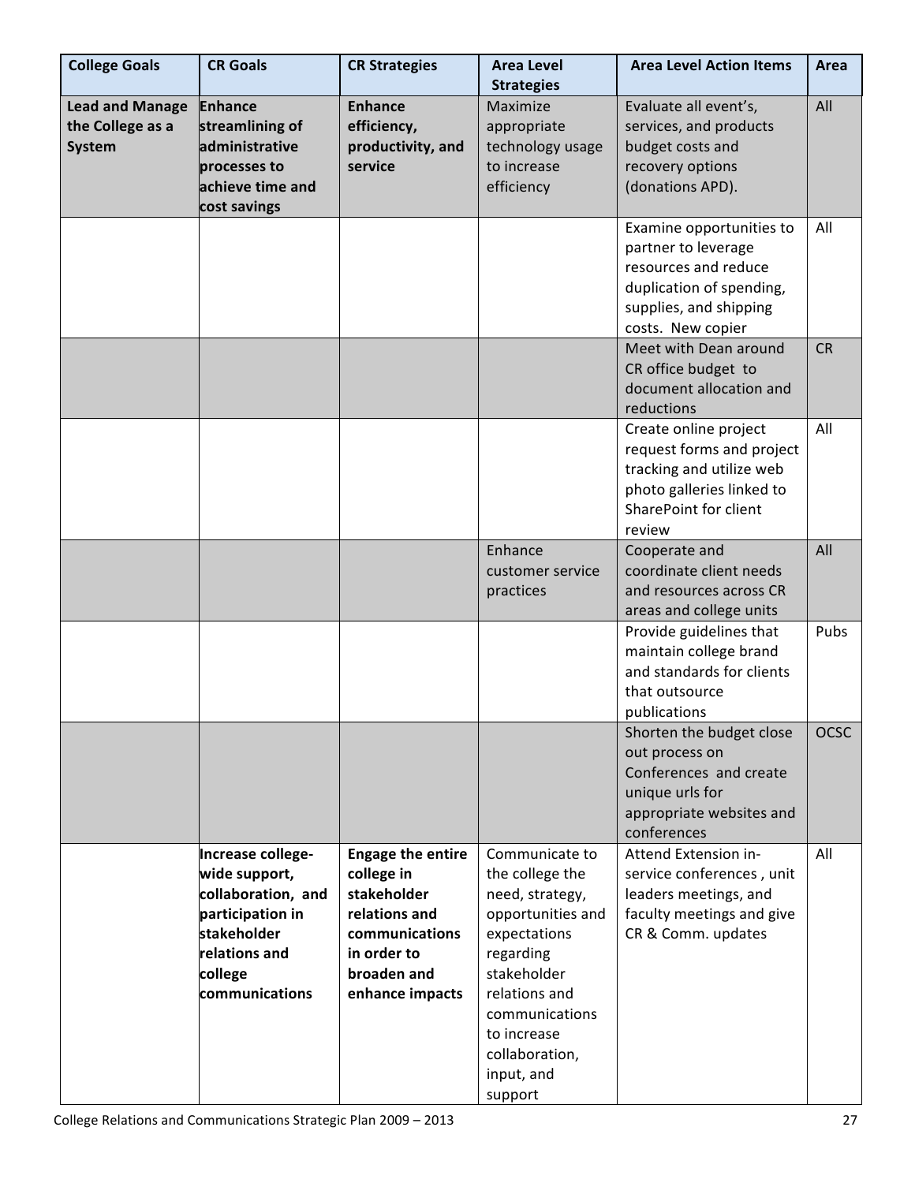| College Goals | CR Goals | CR Strategies | Area Level Strategies | Area Level Action Items | Area |
|---|---|---|---|---|---|
| **Lead and Manage the College as a System** | **Enhance streamlining of administrative processes to achieve time and cost savings** | **Enhance efficiency, productivity, and service** | Maximize appropriate technology usage to increase efficiency | Evaluate all event's, services, and products budget costs and recovery options (donations APD). | All |
| | | | | Examine opportunities to partner to leverage resources and reduce duplication of spending, supplies, and shipping costs. New copier | All |
| | | | | Meet with Dean around CR office budget to document allocation and reductions | CR |
| | | | | Create online project request forms and project tracking and utilize web photo galleries linked to SharePoint for client review | All |
| | | | Enhance customer service practices | Cooperate and coordinate client needs and resources across CR areas and college units | All |
| | | | | Provide guidelines that maintain college brand and standards for clients that outsource publications | Pubs |
| | | | | Shorten the budget close out process on Conferences and create unique urls for appropriate websites and conferences | OCSC |
| | **Increase college-wide support, collaboration, and participation in stakeholder relations and college communications** | **Engage the entire college in stakeholder relations and communications in order to broaden and enhance impacts** | Communicate to the college the need, strategy, opportunities and expectations regarding stakeholder relations and communications to increase collaboration, input, and support | Attend Extension in-service conferences , unit leaders meetings, and faculty meetings and give CR & Comm. updates | All |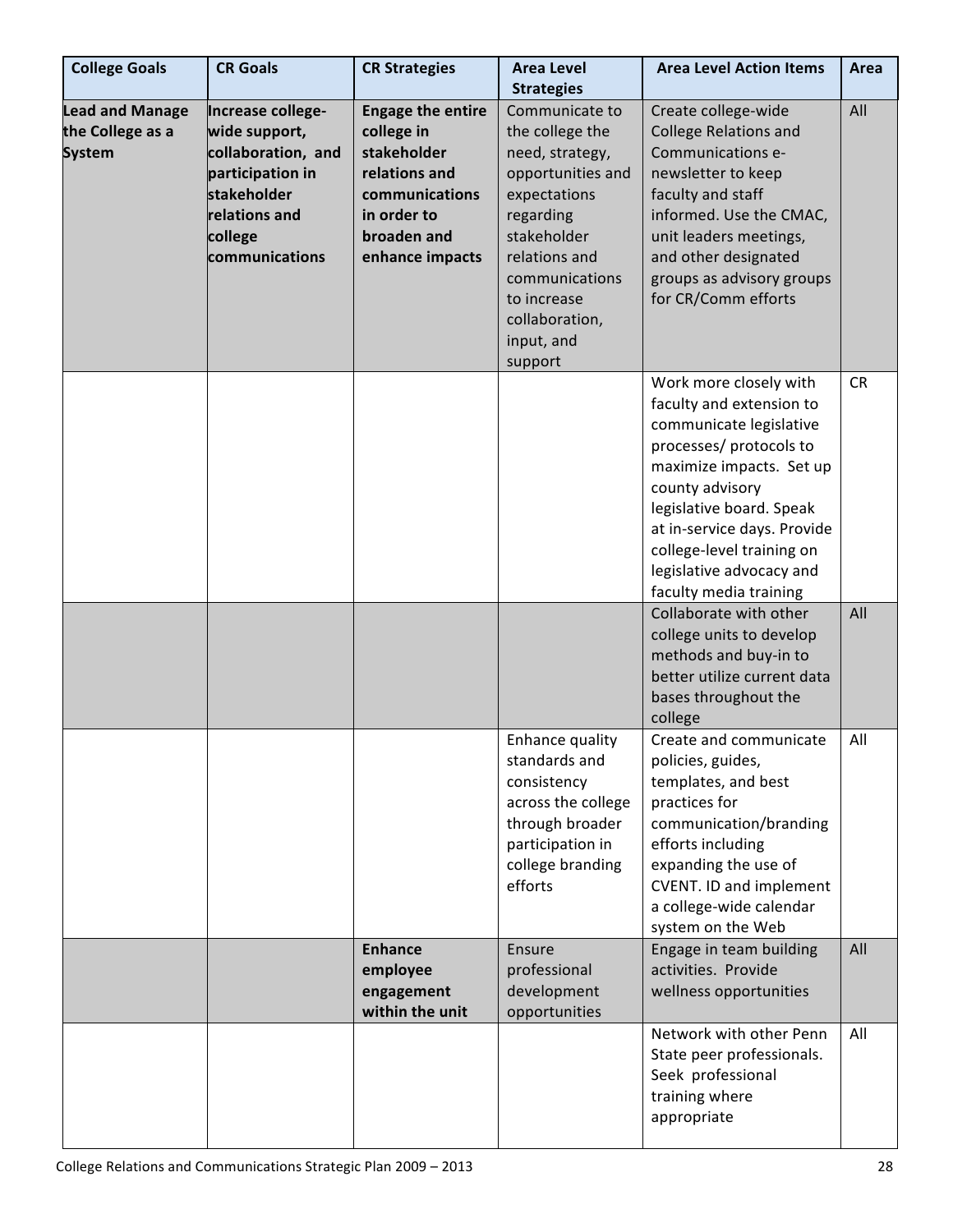| College Goals | CR Goals | CR Strategies | Area Level Strategies | Area Level Action Items | Area |
|---|---|---|---|---|---|
| **Lead and Manage the College as a System** | **Increase college-wide support, collaboration, and participation in stakeholder relations and college communications** | **Engage the entire college in stakeholder relations and communications in order to broaden and enhance impacts** | Communicate to the college the need, strategy, opportunities and expectations regarding stakeholder relations and communications to increase collaboration, input, and support | Create college-wide College Relations and Communications e-newsletter to keep faculty and staff informed. Use the CMAC, unit leaders meetings, and other designated groups as advisory groups for CR/Comm efforts | All |
| | | | | Work more closely with faculty and extension to communicate legislative processes/ protocols to maximize impacts. Set up county advisory legislative board. Speak at in-service days. Provide college-level training on legislative advocacy and faculty media training | CR |
| | | | | Collaborate with other college units to develop methods and buy-in to better utilize current data bases throughout the college | All |
| | | | Enhance quality standards and consistency across the college through broader participation in college branding efforts | Create and communicate policies, guides, templates, and best practices for communication/branding efforts including expanding the use of CVENT. ID and implement a college-wide calendar system on the Web | All |
| | | **Enhance employee engagement within the unit** | Ensure professional development opportunities | Engage in team building activities. Provide wellness opportunities | All |
| | | | | Network with other Penn State peer professionals. Seek professional training where appropriate | All |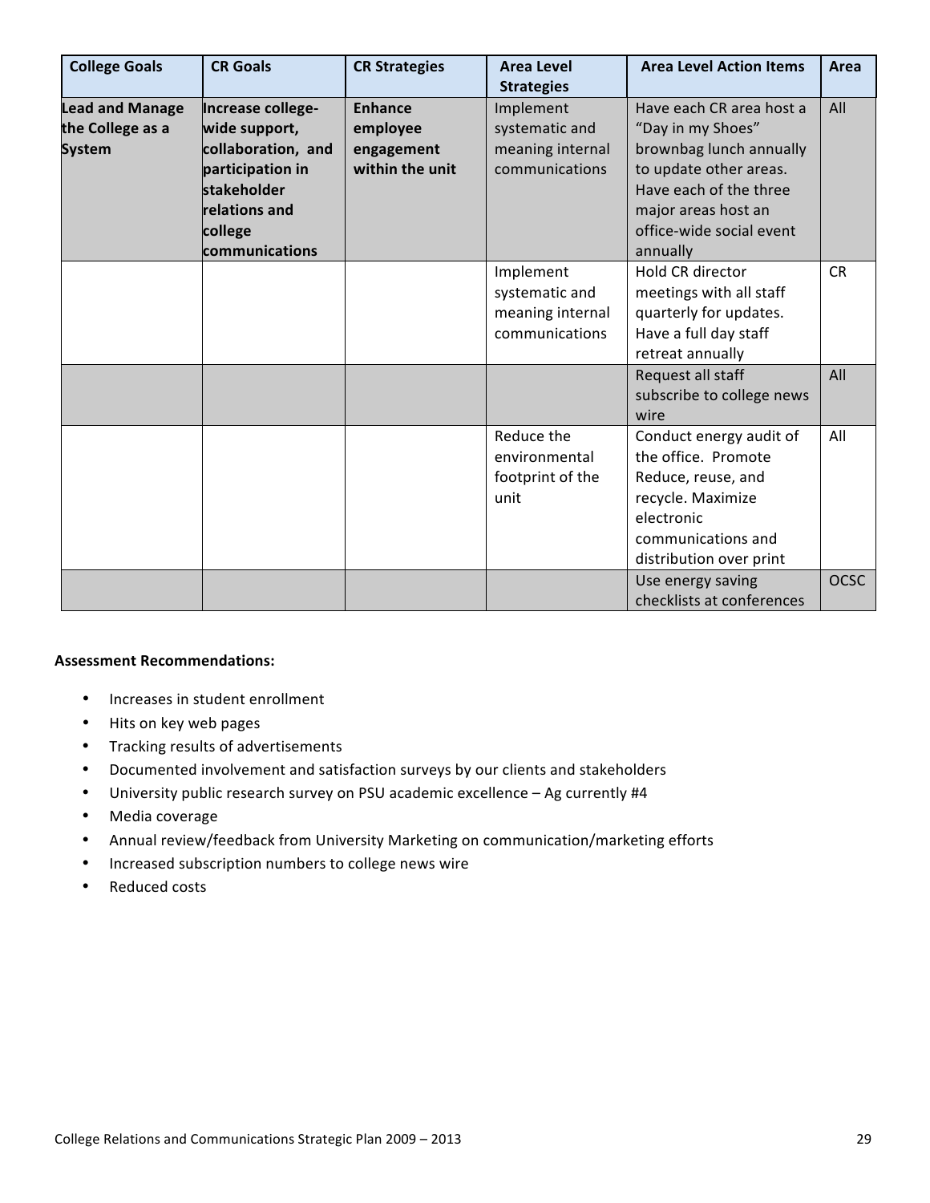| College Goals | CR Goals | CR Strategies | Area Level Strategies | Area Level Action Items | Area |
|---|---|---|---|---|---|
| **Lead and Manage the College as a System** | **Increase college-wide support, collaboration, and participation in stakeholder relations and college communications** | **Enhance employee engagement within the unit** | Implement systematic and meaning internal communications | Have each CR area host a "Day in my Shoes" brownbag lunch annually to update other areas. Have each of the three major areas host an office-wide social event annually | All |
| | | | Implement systematic and meaning internal communications | Hold CR director meetings with all staff quarterly for updates. Have a full day staff retreat annually | CR |
| | | | | Request all staff subscribe to college news wire | All |
| | | | Reduce the environmental footprint of the unit | Conduct energy audit of the office. Promote Reduce, reuse, and recycle. Maximize electronic communications and distribution over print | All |
| | | | | Use energy saving checklists at conferences | OCSC |

**Assessment Recommendations:**

- Increases in student enrollment
- Hits on key web pages
- Tracking results of advertisements
- Documented involvement and satisfaction surveys by our clients and stakeholders
- University public research survey on PSU academic excellence – Ag currently #4
- Media coverage
- Annual review/feedback from University Marketing on communication/marketing efforts
- Increased subscription numbers to college news wire
- Reduced costs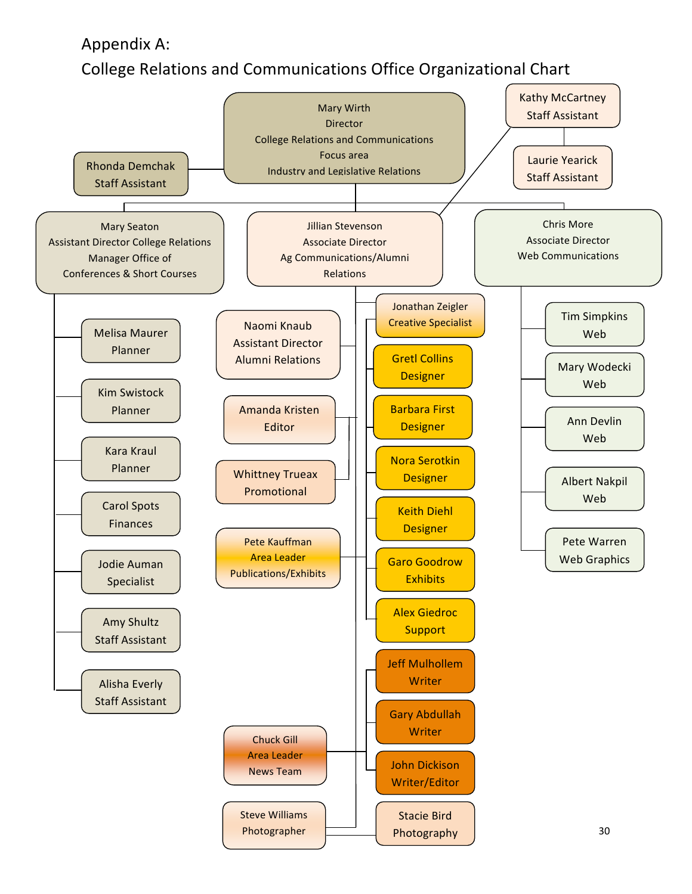# Appendix A:

## College Relations and Communications Office Organizational Chart

**Mary Wirth**
Director
College Relations and Communications
Focus area
Industry and Legislative Relations

- Rhonda Demchak – Staff Assistant
- Kathy McCartney – Staff Assistant
- Laurie Yearick – Staff Assistant

**Mary Seaton**
Assistant Director College Relations
Manager Office of Conferences & Short Courses

- Melisa Maurer – Planner
- Kim Swistock – Planner
- Kara Kraul – Planner
- Carol Spots – Finances
- Jodie Auman – Specialist
- Amy Shultz – Staff Assistant
- Alisha Everly – Staff Assistant

**Jillian Stevenson**
Associate Director
Ag Communications/Alumni Relations

- Jonathan Zeigler – Creative Specialist
- Naomi Knaub – Assistant Director Alumni Relations
- Amanda Kristen – Editor
- Whittney Trueax – Promotional
- Pete Kauffman – Area Leader Publications/Exhibits
  - Gretl Collins – Designer
  - Barbara First – Designer
  - Nora Serotkin – Designer
  - Keith Diehl – Designer
  - Garo Goodrow – Exhibits
  - Alex Giedroc – Support
- Chuck Gill – Area Leader News Team
  - Jeff Mulhollem – Writer
  - Gary Abdullah – Writer
  - John Dickison – Writer/Editor
- Steve Williams – Photographer
  - Stacie Bird – Photography

**Chris More**
Associate Director
Web Communications

- Tim Simpkins – Web
- Mary Wodecki – Web
- Ann Devlin – Web
- Albert Nakpil – Web
- Pete Warren – Web Graphics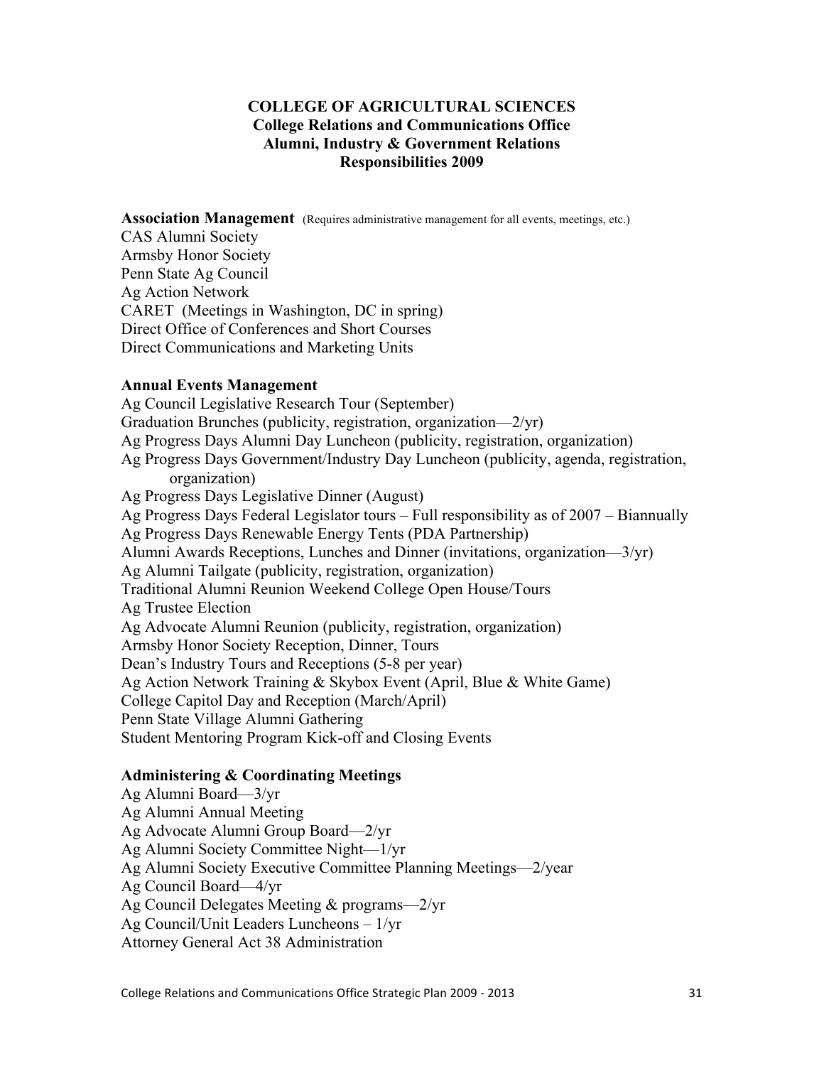**COLLEGE OF AGRICULTURAL SCIENCES**
**College Relations and Communications Office**
**Alumni, Industry & Government Relations**
**Responsibilities 2009**

**Association Management** (Requires administrative management for all events, meetings, etc.)
CAS Alumni Society
Armsby Honor Society
Penn State Ag Council
Ag Action Network
CARET (Meetings in Washington, DC in spring)
Direct Office of Conferences and Short Courses
Direct Communications and Marketing Units

**Annual Events Management**
Ag Council Legislative Research Tour (September)
Graduation Brunches (publicity, registration, organization—2/yr)
Ag Progress Days Alumni Day Luncheon (publicity, registration, organization)
Ag Progress Days Government/Industry Day Luncheon (publicity, agenda, registration, organization)
Ag Progress Days Legislative Dinner (August)
Ag Progress Days Federal Legislator tours – Full responsibility as of 2007 – Biannually
Ag Progress Days Renewable Energy Tents (PDA Partnership)
Alumni Awards Receptions, Lunches and Dinner (invitations, organization—3/yr)
Ag Alumni Tailgate (publicity, registration, organization)
Traditional Alumni Reunion Weekend College Open House/Tours
Ag Trustee Election
Ag Advocate Alumni Reunion (publicity, registration, organization)
Armsby Honor Society Reception, Dinner, Tours
Dean's Industry Tours and Receptions (5-8 per year)
Ag Action Network Training & Skybox Event (April, Blue & White Game)
College Capitol Day and Reception (March/April)
Penn State Village Alumni Gathering
Student Mentoring Program Kick-off and Closing Events

**Administering & Coordinating Meetings**
Ag Alumni Board—3/yr
Ag Alumni Annual Meeting
Ag Advocate Alumni Group Board—2/yr
Ag Alumni Society Committee Night—1/yr
Ag Alumni Society Executive Committee Planning Meetings—2/year
Ag Council Board—4/yr
Ag Council Delegates Meeting & programs—2/yr
Ag Council/Unit Leaders Luncheons – 1/yr
Attorney General Act 38 Administration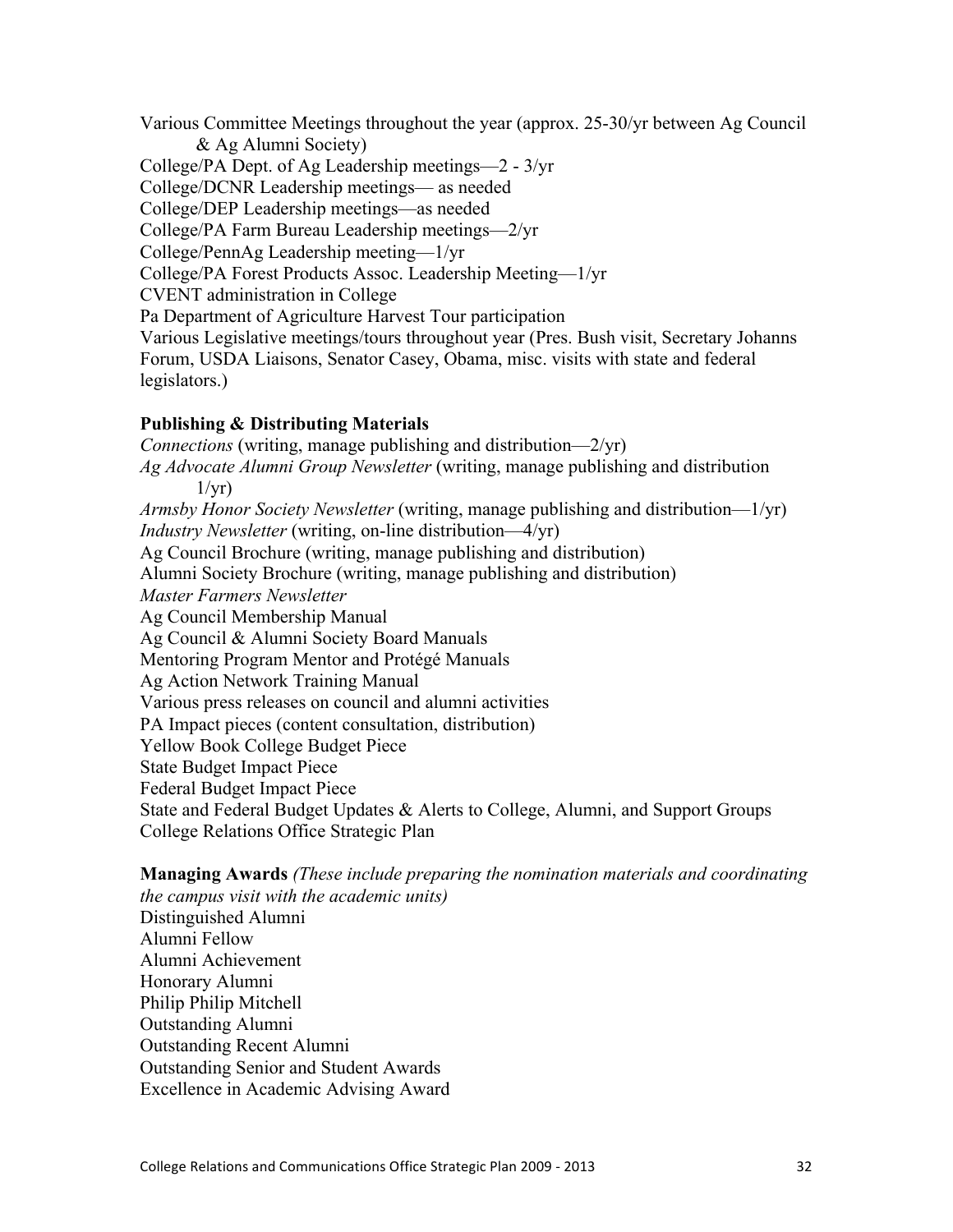Various Committee Meetings throughout the year (approx. 25-30/yr between Ag Council & Ag Alumni Society)
College/PA Dept. of Ag Leadership meetings—2 - 3/yr
College/DCNR Leadership meetings— as needed
College/DEP Leadership meetings—as needed
College/PA Farm Bureau Leadership meetings—2/yr
College/PennAg Leadership meeting—1/yr
College/PA Forest Products Assoc. Leadership Meeting—1/yr
CVENT administration in College
Pa Department of Agriculture Harvest Tour participation
Various Legislative meetings/tours throughout year (Pres. Bush visit, Secretary Johanns Forum, USDA Liaisons, Senator Casey, Obama, misc. visits with state and federal legislators.)

**Publishing & Distributing Materials**

*Connections* (writing, manage publishing and distribution—2/yr)
*Ag Advocate Alumni Group Newsletter* (writing, manage publishing and distribution 1/yr)
*Armsby Honor Society Newsletter* (writing, manage publishing and distribution—1/yr)
*Industry Newsletter* (writing, on-line distribution—4/yr)
Ag Council Brochure (writing, manage publishing and distribution)
Alumni Society Brochure (writing, manage publishing and distribution)
*Master Farmers Newsletter*
Ag Council Membership Manual
Ag Council & Alumni Society Board Manuals
Mentoring Program Mentor and Protégé Manuals
Ag Action Network Training Manual
Various press releases on council and alumni activities
PA Impact pieces (content consultation, distribution)
Yellow Book College Budget Piece
State Budget Impact Piece
Federal Budget Impact Piece
State and Federal Budget Updates & Alerts to College, Alumni, and Support Groups
College Relations Office Strategic Plan

**Managing Awards** *(These include preparing the nomination materials and coordinating the campus visit with the academic units)*

Distinguished Alumni
Alumni Fellow
Alumni Achievement
Honorary Alumni
Philip Philip Mitchell
Outstanding Alumni
Outstanding Recent Alumni
Outstanding Senior and Student Awards
Excellence in Academic Advising Award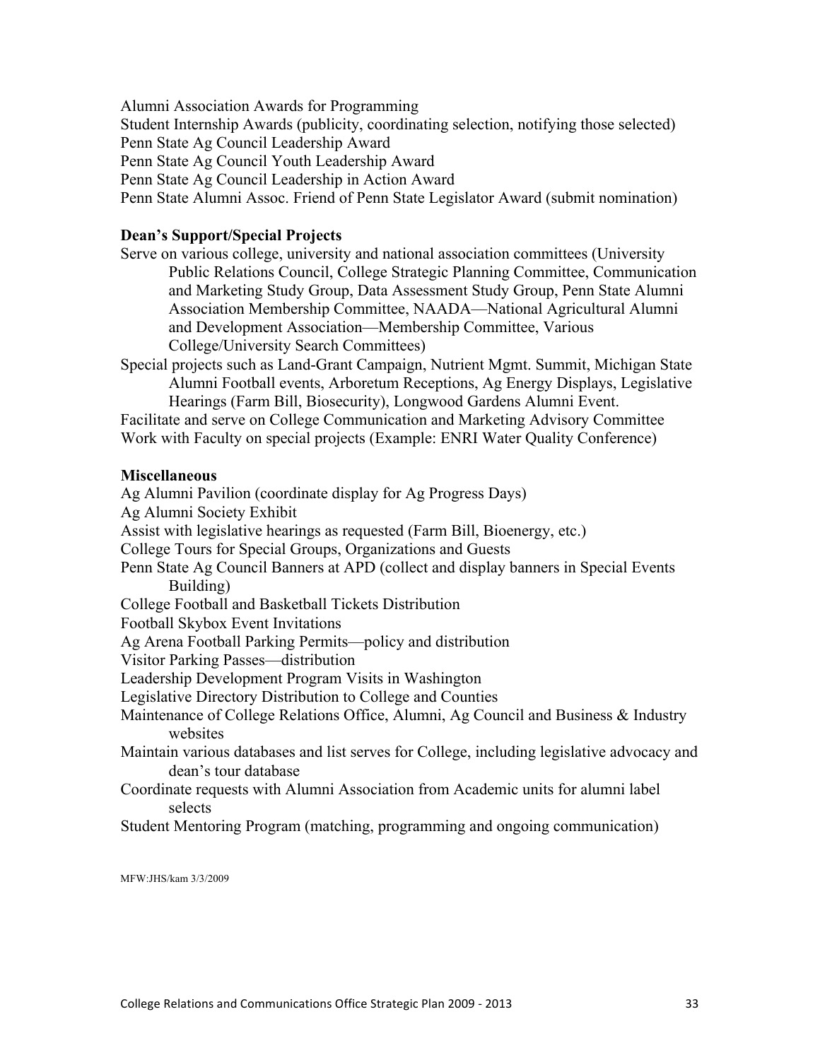Alumni Association Awards for Programming

Student Internship Awards (publicity, coordinating selection, notifying those selected)

Penn State Ag Council Leadership Award

Penn State Ag Council Youth Leadership Award

Penn State Ag Council Leadership in Action Award

Penn State Alumni Assoc. Friend of Penn State Legislator Award (submit nomination)

**Dean's Support/Special Projects**

Serve on various college, university and national association committees (University Public Relations Council, College Strategic Planning Committee, Communication and Marketing Study Group, Data Assessment Study Group, Penn State Alumni Association Membership Committee, NAADA—National Agricultural Alumni and Development Association—Membership Committee, Various College/University Search Committees)

Special projects such as Land-Grant Campaign, Nutrient Mgmt. Summit, Michigan State Alumni Football events, Arboretum Receptions, Ag Energy Displays, Legislative Hearings (Farm Bill, Biosecurity), Longwood Gardens Alumni Event.

Facilitate and serve on College Communication and Marketing Advisory Committee

Work with Faculty on special projects (Example: ENRI Water Quality Conference)

**Miscellaneous**

Ag Alumni Pavilion (coordinate display for Ag Progress Days)

Ag Alumni Society Exhibit

Assist with legislative hearings as requested (Farm Bill, Bioenergy, etc.)

College Tours for Special Groups, Organizations and Guests

Penn State Ag Council Banners at APD (collect and display banners in Special Events Building)

College Football and Basketball Tickets Distribution

Football Skybox Event Invitations

Ag Arena Football Parking Permits—policy and distribution

Visitor Parking Passes—distribution

Leadership Development Program Visits in Washington

Legislative Directory Distribution to College and Counties

Maintenance of College Relations Office, Alumni, Ag Council and Business & Industry websites

Maintain various databases and list serves for College, including legislative advocacy and dean's tour database

Coordinate requests with Alumni Association from Academic units for alumni label selects

Student Mentoring Program (matching, programming and ongoing communication)

MFW:JHS/kam 3/3/2009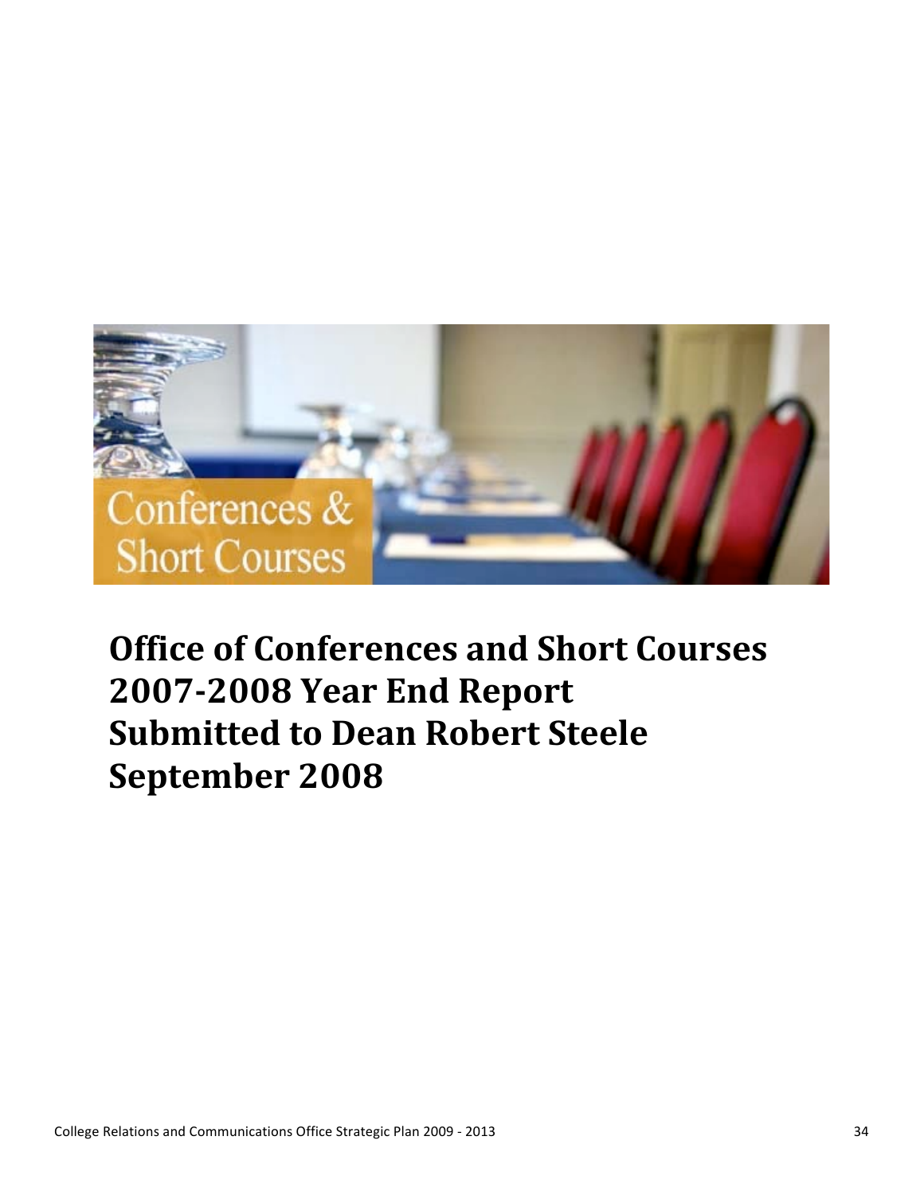# Office of Conferences and Short Courses 2007-2008 Year End Report Submitted to Dean Robert Steele September 2008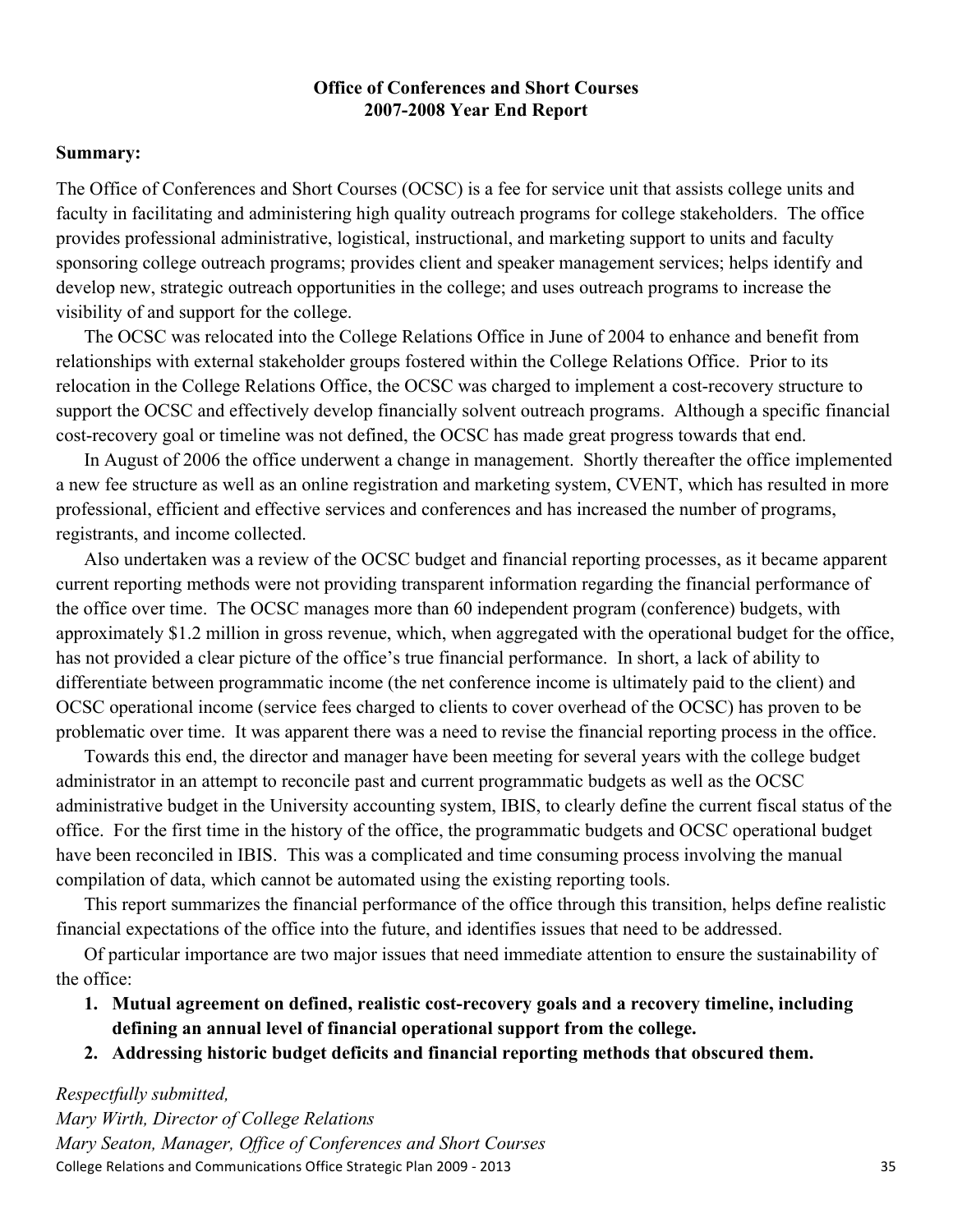**Office of Conferences and Short Courses**
**2007-2008 Year End Report**

**Summary:**

The Office of Conferences and Short Courses (OCSC) is a fee for service unit that assists college units and faculty in facilitating and administering high quality outreach programs for college stakeholders. The office provides professional administrative, logistical, instructional, and marketing support to units and faculty sponsoring college outreach programs; provides client and speaker management services; helps identify and develop new, strategic outreach opportunities in the college; and uses outreach programs to increase the visibility of and support for the college.

The OCSC was relocated into the College Relations Office in June of 2004 to enhance and benefit from relationships with external stakeholder groups fostered within the College Relations Office. Prior to its relocation in the College Relations Office, the OCSC was charged to implement a cost-recovery structure to support the OCSC and effectively develop financially solvent outreach programs. Although a specific financial cost-recovery goal or timeline was not defined, the OCSC has made great progress towards that end.

In August of 2006 the office underwent a change in management. Shortly thereafter the office implemented a new fee structure as well as an online registration and marketing system, CVENT, which has resulted in more professional, efficient and effective services and conferences and has increased the number of programs, registrants, and income collected.

Also undertaken was a review of the OCSC budget and financial reporting processes, as it became apparent current reporting methods were not providing transparent information regarding the financial performance of the office over time. The OCSC manages more than 60 independent program (conference) budgets, with approximately $1.2 million in gross revenue, which, when aggregated with the operational budget for the office, has not provided a clear picture of the office's true financial performance. In short, a lack of ability to differentiate between programmatic income (the net conference income is ultimately paid to the client) and OCSC operational income (service fees charged to clients to cover overhead of the OCSC) has proven to be problematic over time. It was apparent there was a need to revise the financial reporting process in the office.

Towards this end, the director and manager have been meeting for several years with the college budget administrator in an attempt to reconcile past and current programmatic budgets as well as the OCSC administrative budget in the University accounting system, IBIS, to clearly define the current fiscal status of the office. For the first time in the history of the office, the programmatic budgets and OCSC operational budget have been reconciled in IBIS. This was a complicated and time consuming process involving the manual compilation of data, which cannot be automated using the existing reporting tools.

This report summarizes the financial performance of the office through this transition, helps define realistic financial expectations of the office into the future, and identifies issues that need to be addressed.

Of particular importance are two major issues that need immediate attention to ensure the sustainability of the office:

1. **Mutual agreement on defined, realistic cost-recovery goals and a recovery timeline, including defining an annual level of financial operational support from the college.**
2. **Addressing historic budget deficits and financial reporting methods that obscured them.**

*Respectfully submitted,*
*Mary Wirth, Director of College Relations*
*Mary Seaton, Manager, Office of Conferences and Short Courses*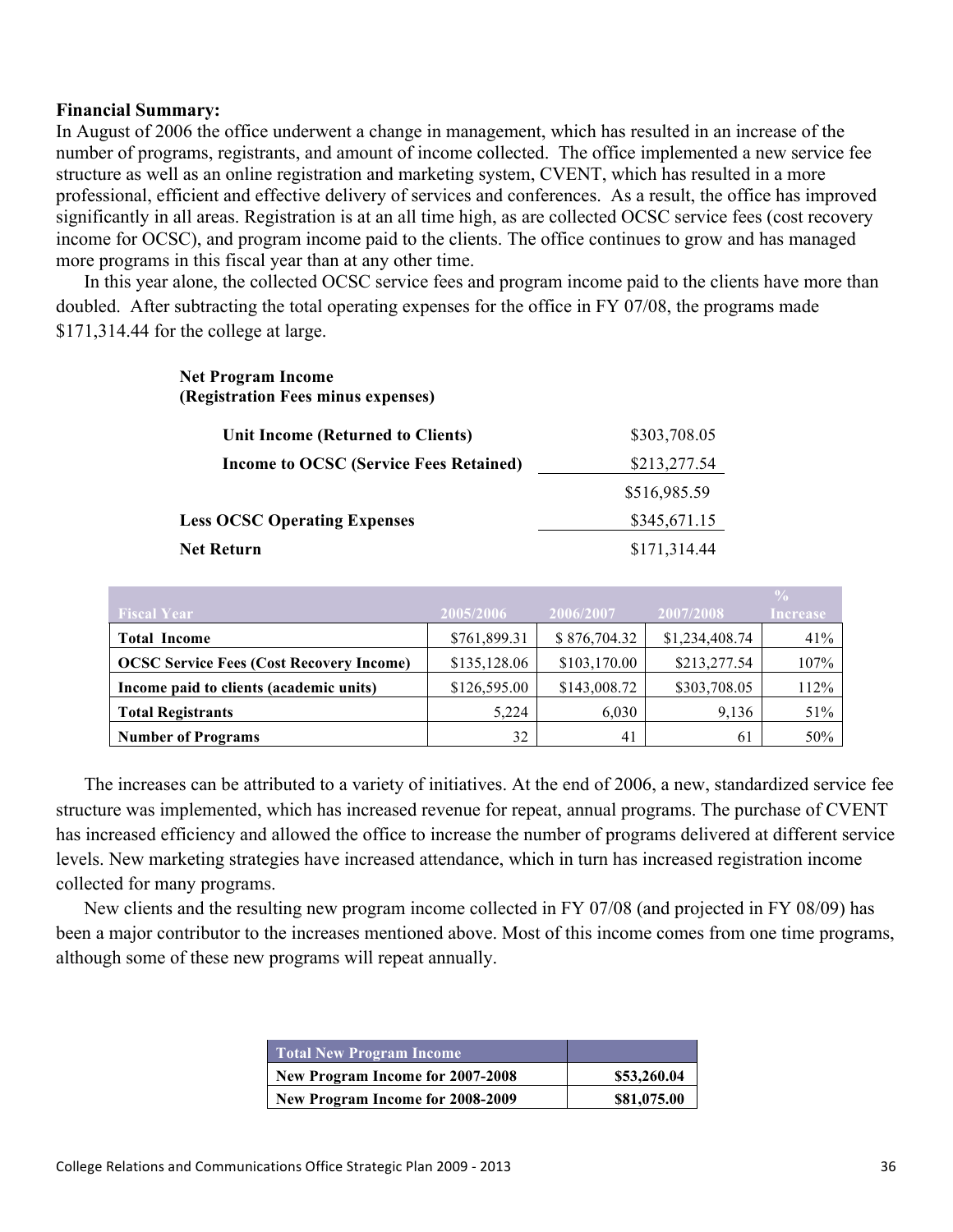**Financial Summary:**
In August of 2006 the office underwent a change in management, which has resulted in an increase of the number of programs, registrants, and amount of income collected. The office implemented a new service fee structure as well as an online registration and marketing system, CVENT, which has resulted in a more professional, efficient and effective delivery of services and conferences. As a result, the office has improved significantly in all areas. Registration is at an all time high, as are collected OCSC service fees (cost recovery income for OCSC), and program income paid to the clients. The office continues to grow and has managed more programs in this fiscal year than at any other time.

In this year alone, the collected OCSC service fees and program income paid to the clients have more than doubled. After subtracting the total operating expenses for the office in FY 07/08, the programs made $171,314.44 for the college at large.

**Net Program Income**
**(Registration Fees minus expenses)**

| | |
|---|---|
| **Unit Income (Returned to Clients)** | $303,708.05 |
| **Income to OCSC (Service Fees Retained)** | $213,277.54 |
| | $516,985.59 |
| **Less OCSC Operating Expenses** | $345,671.15 |
| **Net Return** | $171,314.44 |

| Fiscal Year | 2005/2006 | 2006/2007 | 2007/2008 | % Increase |
|---|---|---|---|---|
| **Total Income** | $761,899.31 | $ 876,704.32 | $1,234,408.74 | 41% |
| **OCSC Service Fees (Cost Recovery Income)** | $135,128.06 | $103,170.00 | $213,277.54 | 107% |
| **Income paid to clients (academic units)** | $126,595.00 | $143,008.72 | $303,708.05 | 112% |
| **Total Registrants** | 5,224 | 6,030 | 9,136 | 51% |
| **Number of Programs** | 32 | 41 | 61 | 50% |

The increases can be attributed to a variety of initiatives. At the end of 2006, a new, standardized service fee structure was implemented, which has increased revenue for repeat, annual programs. The purchase of CVENT has increased efficiency and allowed the office to increase the number of programs delivered at different service levels. New marketing strategies have increased attendance, which in turn has increased registration income collected for many programs.

New clients and the resulting new program income collected in FY 07/08 (and projected in FY 08/09) has been a major contributor to the increases mentioned above. Most of this income comes from one time programs, although some of these new programs will repeat annually.

| Total New Program Income | |
|---|---|
| **New Program Income for 2007-2008** | **$53,260.04** |
| **New Program Income for 2008-2009** | **$81,075.00** |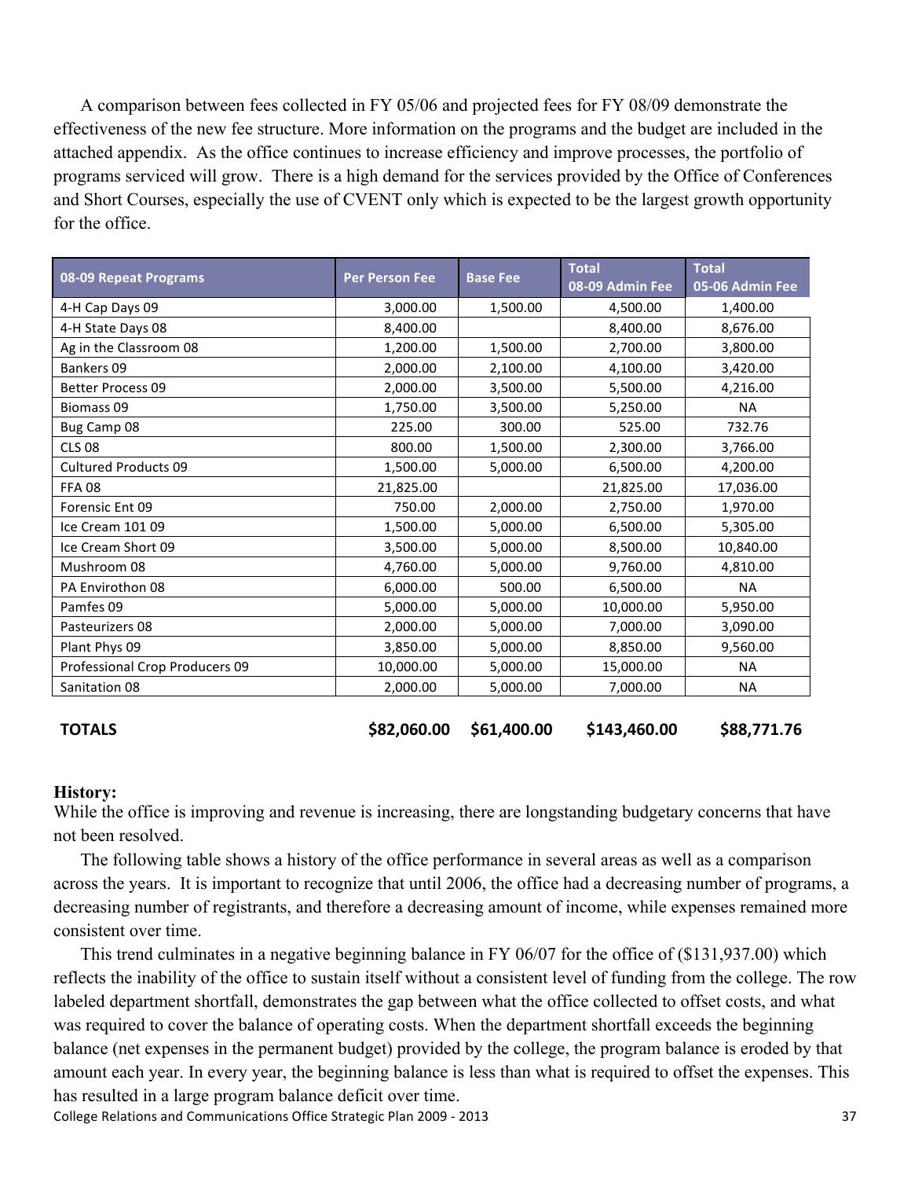A comparison between fees collected in FY 05/06 and projected fees for FY 08/09 demonstrate the effectiveness of the new fee structure. More information on the programs and the budget are included in the attached appendix. As the office continues to increase efficiency and improve processes, the portfolio of programs serviced will grow. There is a high demand for the services provided by the Office of Conferences and Short Courses, especially the use of CVENT only which is expected to be the largest growth opportunity for the office.

| 08-09 Repeat Programs | Per Person Fee | Base Fee | Total 08-09 Admin Fee | Total 05-06 Admin Fee |
|---|---|---|---|---|
| 4-H Cap Days 09 | 3,000.00 | 1,500.00 | 4,500.00 | 1,400.00 |
| 4-H State Days 08 | 8,400.00 | | 8,400.00 | 8,676.00 |
| Ag in the Classroom 08 | 1,200.00 | 1,500.00 | 2,700.00 | 3,800.00 |
| Bankers 09 | 2,000.00 | 2,100.00 | 4,100.00 | 3,420.00 |
| Better Process 09 | 2,000.00 | 3,500.00 | 5,500.00 | 4,216.00 |
| Biomass 09 | 1,750.00 | 3,500.00 | 5,250.00 | NA |
| Bug Camp 08 | 225.00 | 300.00 | 525.00 | 732.76 |
| CLS 08 | 800.00 | 1,500.00 | 2,300.00 | 3,766.00 |
| Cultured Products 09 | 1,500.00 | 5,000.00 | 6,500.00 | 4,200.00 |
| FFA 08 | 21,825.00 | | 21,825.00 | 17,036.00 |
| Forensic Ent 09 | 750.00 | 2,000.00 | 2,750.00 | 1,970.00 |
| Ice Cream 101 09 | 1,500.00 | 5,000.00 | 6,500.00 | 5,305.00 |
| Ice Cream Short 09 | 3,500.00 | 5,000.00 | 8,500.00 | 10,840.00 |
| Mushroom 08 | 4,760.00 | 5,000.00 | 9,760.00 | 4,810.00 |
| PA Envirothon 08 | 6,000.00 | 500.00 | 6,500.00 | NA |
| Pamfes 09 | 5,000.00 | 5,000.00 | 10,000.00 | 5,950.00 |
| Pasteurizers 08 | 2,000.00 | 5,000.00 | 7,000.00 | 3,090.00 |
| Plant Phys 09 | 3,850.00 | 5,000.00 | 8,850.00 | 9,560.00 |
| Professional Crop Producers 09 | 10,000.00 | 5,000.00 | 15,000.00 | NA |
| Sanitation 08 | 2,000.00 | 5,000.00 | 7,000.00 | NA |
| **TOTALS** | **$82,060.00** | **$61,400.00** | **$143,460.00** | **$88,771.76** |

**History:**

While the office is improving and revenue is increasing, there are longstanding budgetary concerns that have not been resolved.

The following table shows a history of the office performance in several areas as well as a comparison across the years. It is important to recognize that until 2006, the office had a decreasing number of programs, a decreasing number of registrants, and therefore a decreasing amount of income, while expenses remained more consistent over time.

This trend culminates in a negative beginning balance in FY 06/07 for the office of ($131,937.00) which reflects the inability of the office to sustain itself without a consistent level of funding from the college. The row labeled department shortfall, demonstrates the gap between what the office collected to offset costs, and what was required to cover the balance of operating costs. When the department shortfall exceeds the beginning balance (net expenses in the permanent budget) provided by the college, the program balance is eroded by that amount each year. In every year, the beginning balance is less than what is required to offset the expenses. This has resulted in a large program balance deficit over time.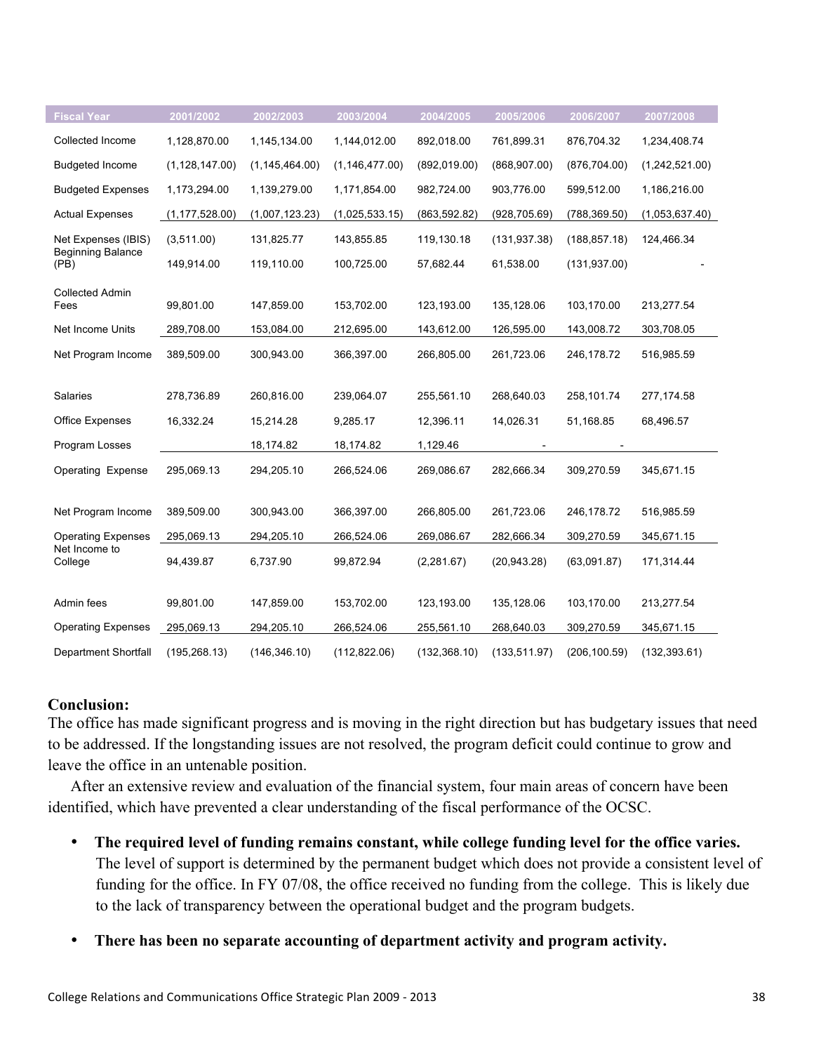| Fiscal Year | 2001/2002 | 2002/2003 | 2003/2004 | 2004/2005 | 2005/2006 | 2006/2007 | 2007/2008 |
|---|---|---|---|---|---|---|---|
| Collected Income | 1,128,870.00 | 1,145,134.00 | 1,144,012.00 | 892,018.00 | 761,899.31 | 876,704.32 | 1,234,408.74 |
| Budgeted Income | (1,128,147.00) | (1,145,464.00) | (1,146,477.00) | (892,019.00) | (868,907.00) | (876,704.00) | (1,242,521.00) |
| Budgeted Expenses | 1,173,294.00 | 1,139,279.00 | 1,171,854.00 | 982,724.00 | 903,776.00 | 599,512.00 | 1,186,216.00 |
| Actual Expenses | (1,177,528.00) | (1,007,123.23) | (1,025,533.15) | (863,592.82) | (928,705.69) | (788,369.50) | (1,053,637.40) |
| Net Expenses (IBIS) | (3,511.00) | 131,825.77 | 143,855.85 | 119,130.18 | (131,937.38) | (188,857.18) | 124,466.34 |
| Beginning Balance (PB) | 149,914.00 | 119,110.00 | 100,725.00 | 57,682.44 | 61,538.00 | (131,937.00) | - |
| Collected Admin Fees | 99,801.00 | 147,859.00 | 153,702.00 | 123,193.00 | 135,128.06 | 103,170.00 | 213,277.54 |
| Net Income Units | 289,708.00 | 153,084.00 | 212,695.00 | 143,612.00 | 126,595.00 | 143,008.72 | 303,708.05 |
| Net Program Income | 389,509.00 | 300,943.00 | 366,397.00 | 266,805.00 | 261,723.06 | 246,178.72 | 516,985.59 |
| | | | | | | | |
| Salaries | 278,736.89 | 260,816.00 | 239,064.07 | 255,561.10 | 268,640.03 | 258,101.74 | 277,174.58 |
| Office Expenses | 16,332.24 | 15,214.28 | 9,285.17 | 12,396.11 | 14,026.31 | 51,168.85 | 68,496.57 |
| Program Losses | | 18,174.82 | 18,174.82 | 1,129.46 | - | - | |
| Operating Expense | 295,069.13 | 294,205.10 | 266,524.06 | 269,086.67 | 282,666.34 | 309,270.59 | 345,671.15 |
| | | | | | | | |
| Net Program Income | 389,509.00 | 300,943.00 | 366,397.00 | 266,805.00 | 261,723.06 | 246,178.72 | 516,985.59 |
| Operating Expenses | 295,069.13 | 294,205.10 | 266,524.06 | 269,086.67 | 282,666.34 | 309,270.59 | 345,671.15 |
| Net Income to College | 94,439.87 | 6,737.90 | 99,872.94 | (2,281.67) | (20,943.28) | (63,091.87) | 171,314.44 |
| | | | | | | | |
| Admin fees | 99,801.00 | 147,859.00 | 153,702.00 | 123,193.00 | 135,128.06 | 103,170.00 | 213,277.54 |
| Operating Expenses | 295,069.13 | 294,205.10 | 266,524.06 | 255,561.10 | 268,640.03 | 309,270.59 | 345,671.15 |
| Department Shortfall | (195,268.13) | (146,346.10) | (112,822.06) | (132,368.10) | (133,511.97) | (206,100.59) | (132,393.61) |

**Conclusion:**

The office has made significant progress and is moving in the right direction but has budgetary issues that need to be addressed. If the longstanding issues are not resolved, the program deficit could continue to grow and leave the office in an untenable position.

After an extensive review and evaluation of the financial system, four main areas of concern have been identified, which have prevented a clear understanding of the fiscal performance of the OCSC.

- **The required level of funding remains constant, while college funding level for the office varies.** The level of support is determined by the permanent budget which does not provide a consistent level of funding for the office. In FY 07/08, the office received no funding from the college. This is likely due to the lack of transparency between the operational budget and the program budgets.
- **There has been no separate accounting of department activity and program activity.**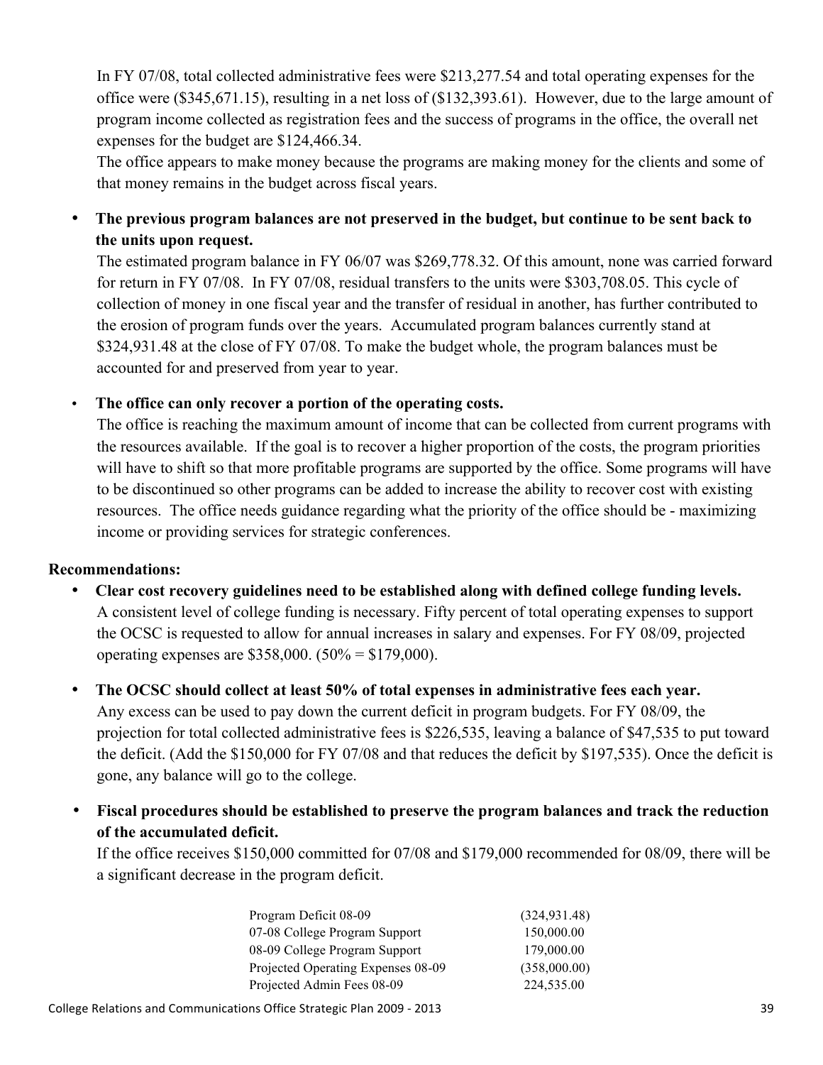In FY 07/08, total collected administrative fees were $213,277.54 and total operating expenses for the office were ($345,671.15), resulting in a net loss of ($132,393.61). However, due to the large amount of program income collected as registration fees and the success of programs in the office, the overall net expenses for the budget are $124,466.34.

The office appears to make money because the programs are making money for the clients and some of that money remains in the budget across fiscal years.

- **The previous program balances are not preserved in the budget, but continue to be sent back to the units upon request.**
  The estimated program balance in FY 06/07 was $269,778.32. Of this amount, none was carried forward for return in FY 07/08. In FY 07/08, residual transfers to the units were $303,708.05. This cycle of collection of money in one fiscal year and the transfer of residual in another, has further contributed to the erosion of program funds over the years. Accumulated program balances currently stand at $324,931.48 at the close of FY 07/08. To make the budget whole, the program balances must be accounted for and preserved from year to year.

- **The office can only recover a portion of the operating costs.**
  The office is reaching the maximum amount of income that can be collected from current programs with the resources available. If the goal is to recover a higher proportion of the costs, the program priorities will have to shift so that more profitable programs are supported by the office. Some programs will have to be discontinued so other programs can be added to increase the ability to recover cost with existing resources. The office needs guidance regarding what the priority of the office should be - maximizing income or providing services for strategic conferences.

**Recommendations:**

- **Clear cost recovery guidelines need to be established along with defined college funding levels.**
  A consistent level of college funding is necessary. Fifty percent of total operating expenses to support the OCSC is requested to allow for annual increases in salary and expenses. For FY 08/09, projected operating expenses are $358,000. (50% = $179,000).

- **The OCSC should collect at least 50% of total expenses in administrative fees each year.**
  Any excess can be used to pay down the current deficit in program budgets. For FY 08/09, the projection for total collected administrative fees is $226,535, leaving a balance of $47,535 to put toward the deficit. (Add the $150,000 for FY 07/08 and that reduces the deficit by $197,535). Once the deficit is gone, any balance will go to the college.

- **Fiscal procedures should be established to preserve the program balances and track the reduction of the accumulated deficit.**
  If the office receives $150,000 committed for 07/08 and $179,000 recommended for 08/09, there will be a significant decrease in the program deficit.

| | |
|---|---|
| Program Deficit 08-09 | (324,931.48) |
| 07-08 College Program Support | 150,000.00 |
| 08-09 College Program Support | 179,000.00 |
| Projected Operating Expenses 08-09 | (358,000.00) |
| Projected Admin Fees 08-09 | 224,535.00 |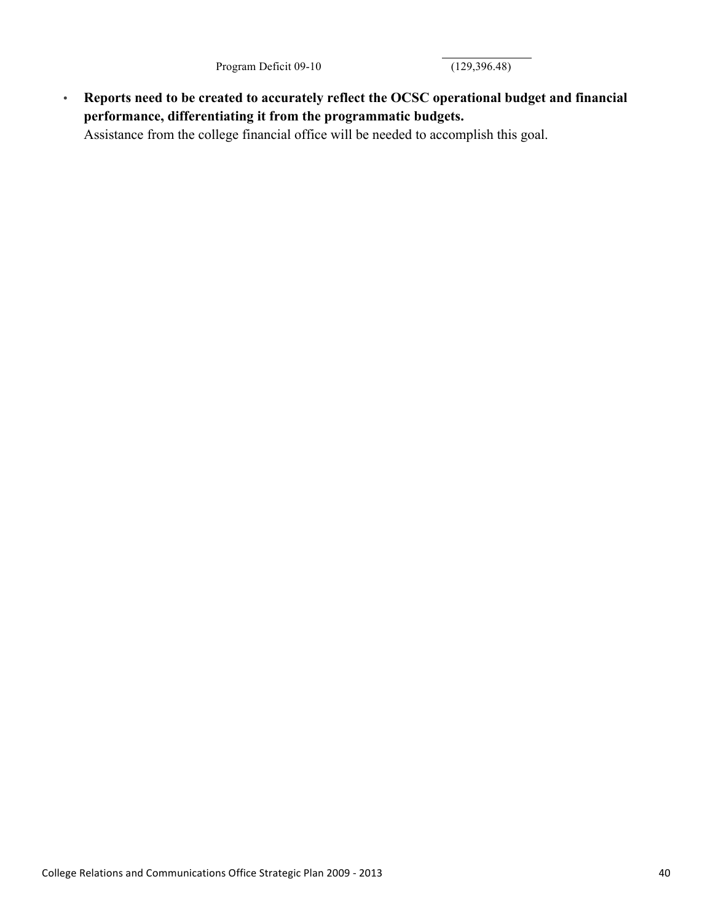| | |
|---|---|
| Program Deficit 09-10 | (129,396.48) |

- **Reports need to be created to accurately reflect the OCSC operational budget and financial performance, differentiating it from the programmatic budgets.**
  Assistance from the college financial office will be needed to accomplish this goal.